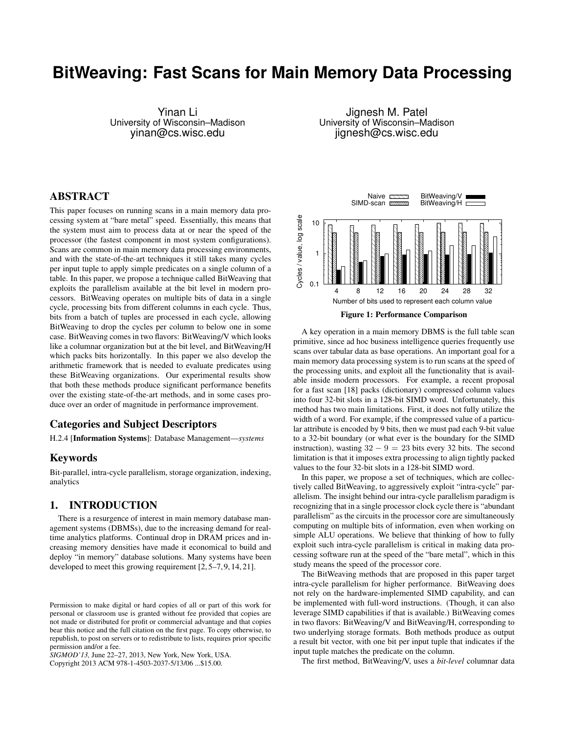# BitWeaving: Fast Scans for Main Memory Data Processing

Yinan Li
University of Wisconsin–Madison
yinan@cs.wisc.edu

Jignesh M. Patel
University of Wisconsin–Madison
jignesh@cs.wisc.edu

## ABSTRACT

This paper focuses on running scans in a main memory data processing system at "bare metal" speed. Essentially, this means that the system must aim to process data at or near the speed of the processor (the fastest component in most system configurations). Scans are common in main memory data processing environments, and with the state-of-the-art techniques it still takes many cycles per input tuple to apply simple predicates on a single column of a table. In this paper, we propose a technique called BitWeaving that exploits the parallelism available at the bit level in modern processors. BitWeaving operates on multiple bits of data in a single cycle, processing bits from different columns in each cycle. Thus, bits from a batch of tuples are processed in each cycle, allowing BitWeaving to drop the cycles per column to below one in some case. BitWeaving comes in two flavors: BitWeaving/V which looks like a columnar organization but at the bit level, and BitWeaving/H which packs bits horizontally. In this paper we also develop the arithmetic framework that is needed to evaluate predicates using these BitWeaving organizations. Our experimental results show that both these methods produce significant performance benefits over the existing state-of-the-art methods, and in some cases produce over an order of magnitude in performance improvement.

### Categories and Subject Descriptors

H.2.4 [**Information Systems**]: Database Management—*systems*

### Keywords

Bit-parallel, intra-cycle parallelism, storage organization, indexing, analytics

## 1. INTRODUCTION

There is a resurgence of interest in main memory database management systems (DBMSs), due to the increasing demand for real-time analytics platforms. Continual drop in DRAM prices and increasing memory densities have made it economical to build and deploy "in memory" database solutions. Many systems have been developed to meet this growing requirement [2, 5–7, 9, 14, 21].

Permission to make digital or hard copies of all or part of this work for personal or classroom use is granted without fee provided that copies are not made or distributed for profit or commercial advantage and that copies bear this notice and the full citation on the first page. To copy otherwise, to republish, to post on servers or to redistribute to lists, requires prior specific permission and/or a fee.
*SIGMOD'13,* June 22–27, 2013, New York, New York, USA.
Copyright 2013 ACM 978-1-4503-2037-5/13/06 ...$15.00.

**Figure 1: Performance Comparison**

A key operation in a main memory DBMS is the full table scan primitive, since ad hoc business intelligence queries frequently use scans over tabular data as base operations. An important goal for a main memory data processing system is to run scans at the speed of the processing units, and exploit all the functionality that is available inside modern processors. For example, a recent proposal for a fast scan [18] packs (dictionary) compressed column values into four 32-bit slots in a 128-bit SIMD word. Unfortunately, this method has two main limitations. First, it does not fully utilize the width of a word. For example, if the compressed value of a particular attribute is encoded by 9 bits, then we must pad each 9-bit value to a 32-bit boundary (or what ever is the boundary for the SIMD instruction), wasting $32 - 9 = 23$ bits every 32 bits. The second limitation is that it imposes extra processing to align tightly packed values to the four 32-bit slots in a 128-bit SIMD word.

In this paper, we propose a set of techniques, which are collectively called BitWeaving, to aggressively exploit "intra-cycle" parallelism. The insight behind our intra-cycle parallelism paradigm is recognizing that in a single processor clock cycle there is "abundant parallelism" as the circuits in the processor core are simultaneously computing on multiple bits of information, even when working on simple ALU operations. We believe that thinking of how to fully exploit such intra-cycle parallelism is critical in making data processing software run at the speed of the "bare metal", which in this study means the speed of the processor core.

The BitWeaving methods that are proposed in this paper target intra-cycle parallelism for higher performance. BitWeaving does not rely on the hardware-implemented SIMD capability, and can be implemented with full-word instructions. (Though, it can also leverage SIMD capabilities if that is available.) BitWeaving comes in two flavors: BitWeaving/V and BitWeaving/H, corresponding to two underlying storage formats. Both methods produce as output a result bit vector, with one bit per input tuple that indicates if the input tuple matches the predicate on the column.

The first method, BitWeaving/V, uses a *bit-level* columnar data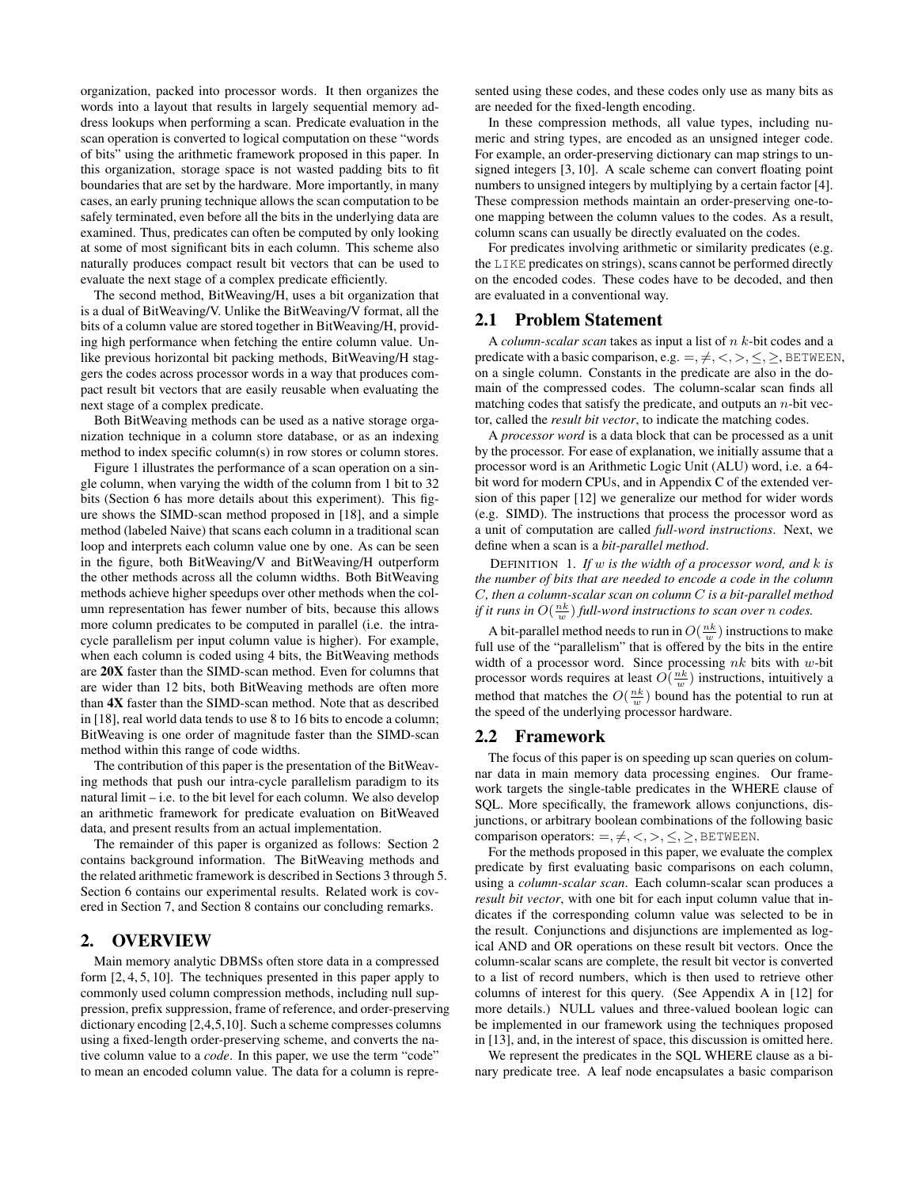organization, packed into processor words. It then organizes the words into a layout that results in largely sequential memory address lookups when performing a scan. Predicate evaluation in the scan operation is converted to logical computation on these "words of bits" using the arithmetic framework proposed in this paper. In this organization, storage space is not wasted padding bits to fit boundaries that are set by the hardware. More importantly, in many cases, an early pruning technique allows the scan computation to be safely terminated, even before all the bits in the underlying data are examined. Thus, predicates can often be computed by only looking at some of most significant bits in each column. This scheme also naturally produces compact result bit vectors that can be used to evaluate the next stage of a complex predicate efficiently.

The second method, BitWeaving/H, uses a bit organization that is a dual of BitWeaving/V. Unlike the BitWeaving/V format, all the bits of a column value are stored together in BitWeaving/H, providing high performance when fetching the entire column value. Unlike previous horizontal bit packing methods, BitWeaving/H staggers the codes across processor words in a way that produces compact result bit vectors that are easily reusable when evaluating the next stage of a complex predicate.

Both BitWeaving methods can be used as a native storage organization technique in a column store database, or as an indexing method to index specific column(s) in row stores or column stores.

Figure 1 illustrates the performance of a scan operation on a single column, when varying the width of the column from 1 bit to 32 bits (Section 6 has more details about this experiment). This figure shows the SIMD-scan method proposed in [18], and a simple method (labeled Naive) that scans each column in a traditional scan loop and interprets each column value one by one. As can be seen in the figure, both BitWeaving/V and BitWeaving/H outperform the other methods across all the column widths. Both BitWeaving methods achieve higher speedups over other methods when the column representation has fewer number of bits, because this allows more column predicates to be computed in parallel (i.e. the intra-cycle parallelism per input column value is higher). For example, when each column is coded using 4 bits, the BitWeaving methods are **20X** faster than the SIMD-scan method. Even for columns that are wider than 12 bits, both BitWeaving methods are often more than **4X** faster than the SIMD-scan method. Note that as described in [18], real world data tends to use 8 to 16 bits to encode a column; BitWeaving is one order of magnitude faster than the SIMD-scan method within this range of code widths.

The contribution of this paper is the presentation of the BitWeaving methods that push our intra-cycle parallelism paradigm to its natural limit – i.e. to the bit level for each column. We also develop an arithmetic framework for predicate evaluation on BitWeaved data, and present results from an actual implementation.

The remainder of this paper is organized as follows: Section 2 contains background information. The BitWeaving methods and the related arithmetic framework is described in Sections 3 through 5. Section 6 contains our experimental results. Related work is covered in Section 7, and Section 8 contains our concluding remarks.

## 2. OVERVIEW

Main memory analytic DBMSs often store data in a compressed form [2, 4, 5, 10]. The techniques presented in this paper apply to commonly used column compression methods, including null suppression, prefix suppression, frame of reference, and order-preserving dictionary encoding [2,4,5,10]. Such a scheme compresses columns using a fixed-length order-preserving scheme, and converts the native column value to a *code*. In this paper, we use the term "code" to mean an encoded column value. The data for a column is represented using these codes, and these codes only use as many bits as are needed for the fixed-length encoding.

In these compression methods, all value types, including numeric and string types, are encoded as an unsigned integer code. For example, an order-preserving dictionary can map strings to unsigned integers [3, 10]. A scale scheme can convert floating point numbers to unsigned integers by multiplying by a certain factor [4]. These compression methods maintain an order-preserving one-to-one mapping between the column values to the codes. As a result, column scans can usually be directly evaluated on the codes.

For predicates involving arithmetic or similarity predicates (e.g. the `LIKE` predicates on strings), scans cannot be performed directly on the encoded codes. These codes have to be decoded, and then are evaluated in a conventional way.

### 2.1 Problem Statement

A *column-scalar scan* takes as input a list of $n$ $k$-bit codes and a predicate with a basic comparison, e.g. $=, \neq, <, >, \leq, \geq$, `BETWEEN`, on a single column. Constants in the predicate are also in the domain of the compressed codes. The column-scalar scan finds all matching codes that satisfy the predicate, and outputs an $n$-bit vector, called the *result bit vector*, to indicate the matching codes.

A *processor word* is a data block that can be processed as a unit by the processor. For ease of explanation, we initially assume that a processor word is an Arithmetic Logic Unit (ALU) word, i.e. a 64-bit word for modern CPUs, and in Appendix C of the extended version of this paper [12] we generalize our method for wider words (e.g. SIMD). The instructions that process the processor word as a unit of computation are called *full-word instructions*. Next, we define when a scan is a *bit-parallel method*.

DEFINITION 1. *If $w$ is the width of a processor word, and $k$ is the number of bits that are needed to encode a code in the column $C$, then a column-scalar scan on column $C$ is a bit-parallel method if it runs in $O(\frac{nk}{w})$ full-word instructions to scan over $n$ codes.*

A bit-parallel method needs to run in $O(\frac{nk}{w})$ instructions to make full use of the "parallelism" that is offered by the bits in the entire width of a processor word. Since processing $nk$ bits with $w$-bit processor words requires at least $O(\frac{nk}{w})$ instructions, intuitively a method that matches the $O(\frac{nk}{w})$ bound has the potential to run at the speed of the underlying processor hardware.

### 2.2 Framework

The focus of this paper is on speeding up scan queries on columnar data in main memory data processing engines. Our framework targets the single-table predicates in the WHERE clause of SQL. More specifically, the framework allows conjunctions, disjunctions, or arbitrary boolean combinations of the following basic comparison operators: $=, \neq, <, >, \leq, \geq$, `BETWEEN`.

For the methods proposed in this paper, we evaluate the complex predicate by first evaluating basic comparisons on each column, using a *column-scalar scan*. Each column-scalar scan produces a *result bit vector*, with one bit for each input column value that indicates if the corresponding column value was selected to be in the result. Conjunctions and disjunctions are implemented as logical AND and OR operations on these result bit vectors. Once the column-scalar scans are complete, the result bit vector is converted to a list of record numbers, which is then used to retrieve other columns of interest for this query. (See Appendix A in [12] for more details.) NULL values and three-valued boolean logic can be implemented in our framework using the techniques proposed in [13], and, in the interest of space, this discussion is omitted here.

We represent the predicates in the SQL WHERE clause as a binary predicate tree. A leaf node encapsulates a basic comparison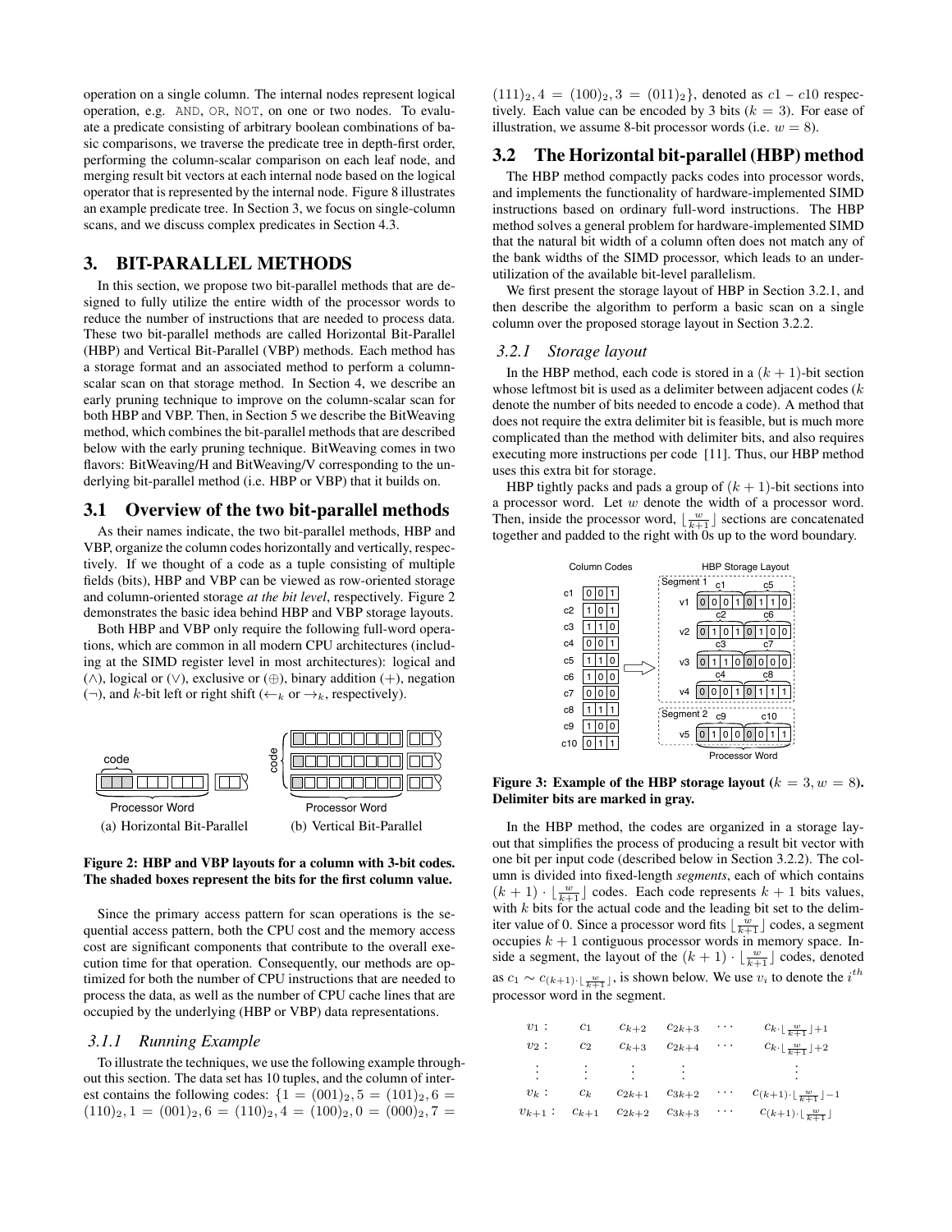operation on a single column. The internal nodes represent logical operation, e.g. AND, OR, NOT, on one or two nodes. To evaluate a predicate consisting of arbitrary boolean combinations of basic comparisons, we traverse the predicate tree in depth-first order, performing the column-scalar comparison on each leaf node, and merging result bit vectors at each internal node based on the logical operator that is represented by the internal node. Figure 8 illustrates an example predicate tree. In Section 3, we focus on single-column scans, and we discuss complex predicates in Section 4.3.

## 3. BIT-PARALLEL METHODS

In this section, we propose two bit-parallel methods that are designed to fully utilize the entire width of the processor words to reduce the number of instructions that are needed to process data. These two bit-parallel methods are called Horizontal Bit-Parallel (HBP) and Vertical Bit-Parallel (VBP) methods. Each method has a storage format and an associated method to perform a column-scalar scan on that storage method. In Section 4, we describe an early pruning technique to improve on the column-scalar scan for both HBP and VBP. Then, in Section 5 we describe the BitWeaving method, which combines the bit-parallel methods that are described below with the early pruning technique. BitWeaving comes in two flavors: BitWeaving/H and BitWeaving/V corresponding to the underlying bit-parallel method (i.e. HBP or VBP) that it builds on.

### 3.1 Overview of the two bit-parallel methods

As their names indicate, the two bit-parallel methods, HBP and VBP, organize the column codes horizontally and vertically, respectively. If we thought of a code as a tuple consisting of multiple fields (bits), HBP and VBP can be viewed as row-oriented storage and column-oriented storage *at the bit level*, respectively. Figure 2 demonstrates the basic idea behind HBP and VBP storage layouts.

Both HBP and VBP only require the following full-word operations, which are common in all modern CPU architectures (including at the SIMD register level in most architectures): logical and ($\wedge$), logical or ($\vee$), exclusive or ($\oplus$), binary addition ($+$), negation ($\neg$), and $k$-bit left or right shift ($\leftarrow_k$ or $\rightarrow_k$, respectively).

(a) Horizontal Bit-Parallel (b) Vertical Bit-Parallel

**Figure 2: HBP and VBP layouts for a column with 3-bit codes. The shaded boxes represent the bits for the first column value.**

Since the primary access pattern for scan operations is the sequential access pattern, both the CPU cost and the memory access cost are significant components that contribute to the overall execution time for that operation. Consequently, our methods are optimized for both the number of CPU instructions that are needed to process the data, as well as the number of CPU cache lines that are occupied by the underlying (HBP or VBP) data representations.

#### 3.1.1 Running Example

To illustrate the techniques, we use the following example throughout this section. The data set has 10 tuples, and the column of interest contains the following codes: $\{1 = (001)_2, 5 = (101)_2, 6 = (110)_2, 1 = (001)_2, 6 = (110)_2, 4 = (100)_2, 0 = (000)_2, 7 = (111)_2, 4 = (100)_2, 3 = (011)_2\}$, denoted as $c1$ – $c10$ respectively. Each value can be encoded by 3 bits ($k = 3$). For ease of illustration, we assume 8-bit processor words (i.e. $w = 8$).

### 3.2 The Horizontal bit-parallel (HBP) method

The HBP method compactly packs codes into processor words, and implements the functionality of hardware-implemented SIMD instructions based on ordinary full-word instructions. The HBP method solves a general problem for hardware-implemented SIMD that the natural bit width of a column often does not match any of the bank widths of the SIMD processor, which leads to an underutilization of the available bit-level parallelism.

We first present the storage layout of HBP in Section 3.2.1, and then describe the algorithm to perform a basic scan on a single column over the proposed storage layout in Section 3.2.2.

#### 3.2.1 Storage layout

In the HBP method, each code is stored in a $(k + 1)$-bit section whose leftmost bit is used as a delimiter between adjacent codes ($k$ denote the number of bits needed to encode a code). A method that does not require the extra delimiter bit is feasible, but is much more complicated than the method with delimiter bits, and also requires executing more instructions per code [11]. Thus, our HBP method uses this extra bit for storage.

HBP tightly packs and pads a group of $(k + 1)$-bit sections into a processor word. Let $w$ denote the width of a processor word. Then, inside the processor word, $\lfloor \frac{w}{k+1} \rfloor$ sections are concatenated together and padded to the right with 0s up to the word boundary.

| Column Codes | | HBP Storage Layout | |
|---|---|---|---|
| c1 | 0 0 1 | Segment 1 | |
| c2 | 1 0 1 | v1 | 0 0 0 1 \| 0 1 1 0 (c1, c5) |
| c3 | 1 1 0 | v2 | 0 1 0 1 \| 0 1 0 0 (c2, c6) |
| c4 | 0 0 1 | v3 | 0 1 1 0 \| 0 0 0 0 (c3, c7) |
| c5 | 1 1 0 | v4 | 0 0 0 1 \| 0 1 1 1 (c4, c8) |
| c6 | 1 0 0 | Segment 2 | |
| c7 | 0 0 0 | v5 | 0 1 0 0 \| 0 0 1 1 (c9, c10) |
| c8 | 1 1 1 | | |
| c9 | 1 0 0 | | |
| c10 | 0 1 1 | | |

**Figure 3: Example of the HBP storage layout ($k = 3, w = 8$). Delimiter bits are marked in gray.**

In the HBP method, the codes are organized in a storage layout that simplifies the process of producing a result bit vector with one bit per input code (described below in Section 3.2.2). The column is divided into fixed-length *segments*, each of which contains $(k + 1) \cdot \lfloor \frac{w}{k+1} \rfloor$ codes. Each code represents $k + 1$ bits values, with $k$ bits for the actual code and the leading bit set to the delimiter value of 0. Since a processor word fits $\lfloor \frac{w}{k+1} \rfloor$ codes, a segment occupies $k + 1$ contiguous processor words in memory space. Inside a segment, the layout of the $(k + 1) \cdot \lfloor \frac{w}{k+1} \rfloor$ codes, denoted as $c_1 \sim c_{(k+1)\cdot\lfloor \frac{w}{k+1} \rfloor}$, is shown below. We use $v_i$ to denote the $i^{th}$ processor word in the segment.

$$
\begin{array}{llllll}
v_1: & c_1 & c_{k+2} & c_{2k+3} & \cdots & c_{k\cdot\lfloor \frac{w}{k+1} \rfloor+1} \\
v_2: & c_2 & c_{k+3} & c_{2k+4} & \cdots & c_{k\cdot\lfloor \frac{w}{k+1} \rfloor+2} \\
\vdots & \vdots & \vdots & \vdots & & \vdots \\
v_k: & c_k & c_{2k+1} & c_{3k+2} & \cdots & c_{(k+1)\cdot\lfloor \frac{w}{k+1} \rfloor-1} \\
v_{k+1}: & c_{k+1} & c_{2k+2} & c_{3k+3} & \cdots & c_{(k+1)\cdot\lfloor \frac{w}{k+1} \rfloor}
\end{array}
$$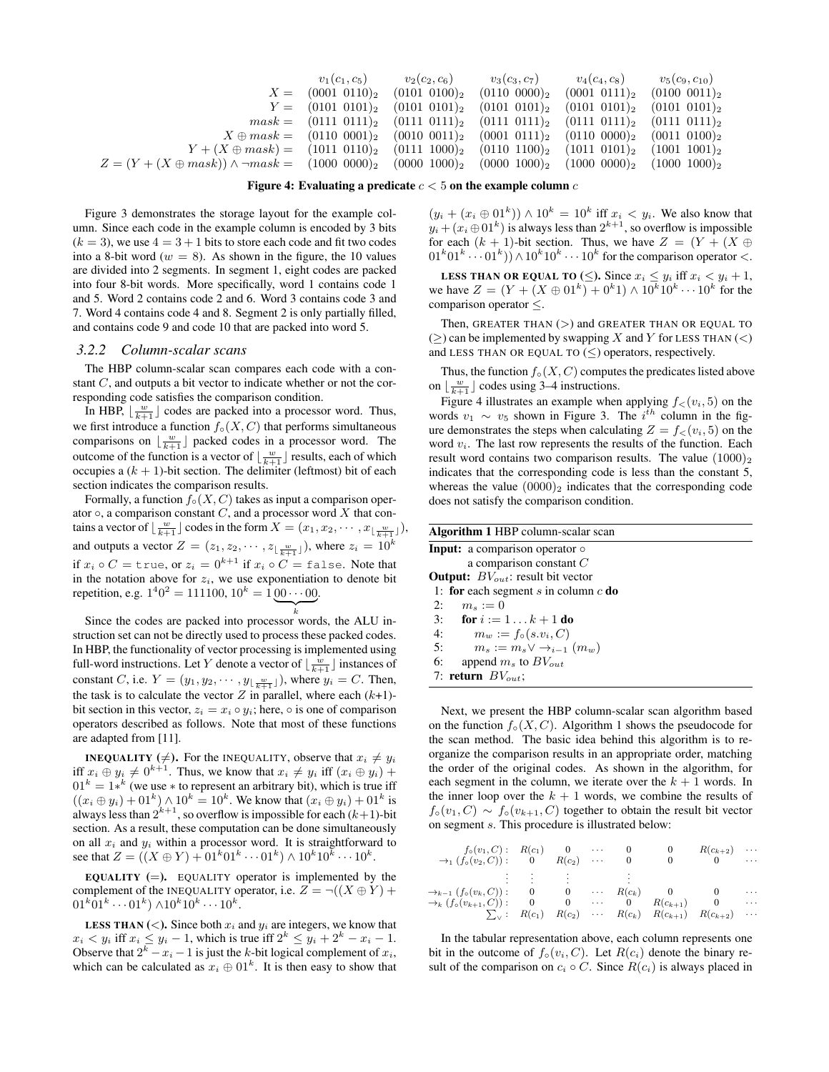|  | $v_1(c_1, c_5)$ | $v_2(c_2, c_6)$ | $v_3(c_3, c_7)$ | $v_4(c_4, c_8)$ | $v_5(c_9, c_{10})$ |
|---|---|---|---|---|---|
| $X =$ | $(0001\ 0110)_2$ | $(0101\ 0100)_2$ | $(0110\ 0000)_2$ | $(0001\ 0111)_2$ | $(0100\ 0011)_2$ |
| $Y =$ | $(0101\ 0101)_2$ | $(0101\ 0101)_2$ | $(0101\ 0101)_2$ | $(0101\ 0101)_2$ | $(0101\ 0101)_2$ |
| $mask =$ | $(0111\ 0111)_2$ | $(0111\ 0111)_2$ | $(0111\ 0111)_2$ | $(0111\ 0111)_2$ | $(0111\ 0111)_2$ |
| $X \oplus mask =$ | $(0110\ 0001)_2$ | $(0010\ 0011)_2$ | $(0001\ 0111)_2$ | $(0110\ 0000)_2$ | $(0011\ 0100)_2$ |
| $Y + (X \oplus mask) =$ | $(1011\ 0110)_2$ | $(0111\ 1000)_2$ | $(0110\ 1100)_2$ | $(1011\ 0101)_2$ | $(1001\ 1001)_2$ |
| $Z = (Y + (X \oplus mask)) \land \neg mask =$ | $(1000\ 0000)_2$ | $(0000\ 1000)_2$ | $(0000\ 1000)_2$ | $(1000\ 0000)_2$ | $(1000\ 1000)_2$ |

**Figure 4: Evaluating a predicate $c < 5$ on the example column $c$**

Figure 3 demonstrates the storage layout for the example column. Since each code in the example column is encoded by 3 bits ($k = 3$), we use $4 = 3 + 1$ bits to store each code and fit two codes into a 8-bit word ($w = 8$). As shown in the figure, the 10 values are divided into 2 segments. In segment 1, eight codes are packed into four 8-bit words. More specifically, word 1 contains code 1 and 5. Word 2 contains code 2 and 6. Word 3 contains code 3 and 7. Word 4 contains code 4 and 8. Segment 2 is only partially filled, and contains code 9 and code 10 that are packed into word 5.

### 3.2.2 Column-scalar scans

The HBP column-scalar scan compares each code with a constant $C$, and outputs a bit vector to indicate whether or not the corresponding code satisfies the comparison condition.

In HBP, $\lfloor \frac{w}{k+1} \rfloor$ codes are packed into a processor word. Thus, we first introduce a function $f_\circ(X, C)$ that performs simultaneous comparisons on $\lfloor \frac{w}{k+1} \rfloor$ packed codes in a processor word. The outcome of the function is a vector of $\lfloor \frac{w}{k+1} \rfloor$ results, each of which occupies a $(k+1)$-bit section. The delimiter (leftmost) bit of each section indicates the comparison results.

Formally, a function $f_\circ(X, C)$ takes as input a comparison operator $\circ$, a comparison constant $C$, and a processor word $X$ that contains a vector of $\lfloor \frac{w}{k+1} \rfloor$ codes in the form $X = (x_1, x_2, \cdots, x_{\lfloor \frac{w}{k+1} \rfloor})$, and outputs a vector $Z = (z_1, z_2, \cdots, z_{\lfloor \frac{w}{k+1} \rfloor})$, where $z_i = 10^k$ if $x_i \circ C = \texttt{true}$, or $z_i = 0^{k+1}$ if $x_i \circ C = \texttt{false}$. Note that in the notation above for $z_i$, we use exponentiation to denote bit repetition, e.g. $1^4 0^2 = 111100$, $10^k = 1\underbrace{00\cdots00}_{k}$.

Since the codes are packed into processor words, the ALU instruction set can not be directly used to process these packed codes. In HBP, the functionality of vector processing is implemented using full-word instructions. Let $Y$ denote a vector of $\lfloor \frac{w}{k+1} \rfloor$ instances of constant $C$, i.e. $Y = (y_1, y_2, \cdots, y_{\lfloor \frac{w}{k+1} \rfloor})$, where $y_i = C$. Then, the task is to calculate the vector $Z$ in parallel, where each $(k+1)$-bit section in this vector, $z_i = x_i \circ y_i$; here, $\circ$ is one of comparison operators described as follows. Note that most of these functions are adapted from [11].

**INEQUALITY ($\neq$).** For the INEQUALITY, observe that $x_i \neq y_i$ iff $x_i \oplus y_i \neq 0^{k+1}$. Thus, we know that $x_i \neq y_i$ iff $(x_i \oplus y_i) + 01^k = 1{*}^k$ (we use $*$ to represent an arbitrary bit), which is true iff $((x_i \oplus y_i) + 01^k) \land 10^k = 10^k$. We know that $(x_i \oplus y_i) + 01^k$ is always less than $2^{k+1}$, so overflow is impossible for each $(k+1)$-bit section. As a result, these computation can be done simultaneously on all $x_i$ and $y_i$ within a processor word. It is straightforward to see that $Z = ((X \oplus Y) + 01^k 01^k \cdots 01^k) \land 10^k 10^k \cdots 10^k$.

**EQUALITY ($=$).** EQUALITY operator is implemented by the complement of the INEQUALITY operator, i.e. $Z = \neg((X \oplus Y) + 01^k 01^k \cdots 01^k) \land 10^k 10^k \cdots 10^k$.

**LESS THAN ($<$).** Since both $x_i$ and $y_i$ are integers, we know that $x_i < y_i$ iff $x_i \leq y_i - 1$, which is true iff $2^k \leq y_i + 2^k - x_i - 1$. Observe that $2^k - x_i - 1$ is just the $k$-bit logical complement of $x_i$, which can be calculated as $x_i \oplus 01^k$. It is then easy to show that $(y_i + (x_i \oplus 01^k)) \land 10^k = 10^k$ iff $x_i < y_i$. We also know that $y_i + (x_i \oplus 01^k)$ is always less than $2^{k+1}$, so overflow is impossible for each $(k+1)$-bit section. Thus, we have $Z = (Y + (X \oplus 01^k 01^k \cdots 01^k)) \land 10^k 10^k \cdots 10^k$ for the comparison operator $<$.

**LESS THAN OR EQUAL TO ($\leq$).** Since $x_i \leq y_i$ iff $x_i < y_i + 1$, we have $Z = (Y + (X \oplus 01^k) + 0^k 1) \land 10^k 10^k \cdots 10^k$ for the comparison operator $\leq$.

Then, GREATER THAN ($>$) and GREATER THAN OR EQUAL TO ($\geq$) can be implemented by swapping $X$ and $Y$ for LESS THAN ($<$) and LESS THAN OR EQUAL TO ($\leq$) operators, respectively.

Thus, the function $f_\circ(X, C)$ computes the predicates listed above on $\lfloor \frac{w}{k+1} \rfloor$ codes using 3–4 instructions.

Figure 4 illustrates an example when applying $f_<(v_i, 5)$ on the words $v_1 \sim v_5$ shown in Figure 3. The $i^{th}$ column in the figure demonstrates the steps when calculating $Z = f_<(v_i, 5)$ on the word $v_i$. The last row represents the results of the function. Each result word contains two comparison results. The value $(1000)_2$ indicates that the corresponding code is less than the constant 5, whereas the value $(0000)_2$ indicates that the corresponding code does not satisfy the comparison condition.

**Algorithm 1** HBP column-scalar scan

```
Input: a comparison operator ∘
       a comparison constant C
Output: BV_out: result bit vector
1: for each segment s in column c do
2:     m_s := 0
3:     for i := 1 ... k+1 do
4:         m_w := f_∘(s.v_i, C)
5:         m_s := m_s ∨ →_{i-1} (m_w)
6:     append m_s to BV_out
7: return BV_out;
```

Next, we present the HBP column-scalar scan algorithm based on the function $f_\circ(X, C)$. Algorithm 1 shows the pseudocode for the scan method. The basic idea behind this algorithm is to reorganize the comparison results in an appropriate order, matching the order of the original codes. As shown in the algorithm, for each segment in the column, we iterate over the $k+1$ words. In the inner loop over the $k+1$ words, we combine the results of $f_\circ(v_1, C) \sim f_\circ(v_{k+1}, C)$ together to obtain the result bit vector on segment $s$. This procedure is illustrated below:

| | | | | | | | |
|---|---|---|---|---|---|---|---|
| $f_\circ(v_1, C)$: | $R(c_1)$ | $0$ | $\cdots$ | $0$ | $0$ | $R(c_{k+2})$ | $\cdots$ |
| $\rightarrow_1 (f_\circ(v_2, C))$: | $0$ | $R(c_2)$ | $\cdots$ | $0$ | $0$ | $0$ | $\cdots$ |
| $\vdots$ | $\vdots$ | $\vdots$ | | $\vdots$ | | | |
| $\rightarrow_{k-1} (f_\circ(v_k, C))$: | $0$ | $0$ | $\cdots$ | $R(c_k)$ | $0$ | $0$ | $\cdots$ |
| $\rightarrow_k (f_\circ(v_{k+1}, C))$: | $0$ | $0$ | $\cdots$ | $0$ | $R(c_{k+1})$ | $0$ | $\cdots$ |
| $\sum_\vee$: | $R(c_1)$ | $R(c_2)$ | $\cdots$ | $R(c_k)$ | $R(c_{k+1})$ | $R(c_{k+2})$ | $\cdots$ |

In the tabular representation above, each column represents one bit in the outcome of $f_\circ(v_i, C)$. Let $R(c_i)$ denote the binary result of the comparison on $c_i \circ C$. Since $R(c_i)$ is always placed in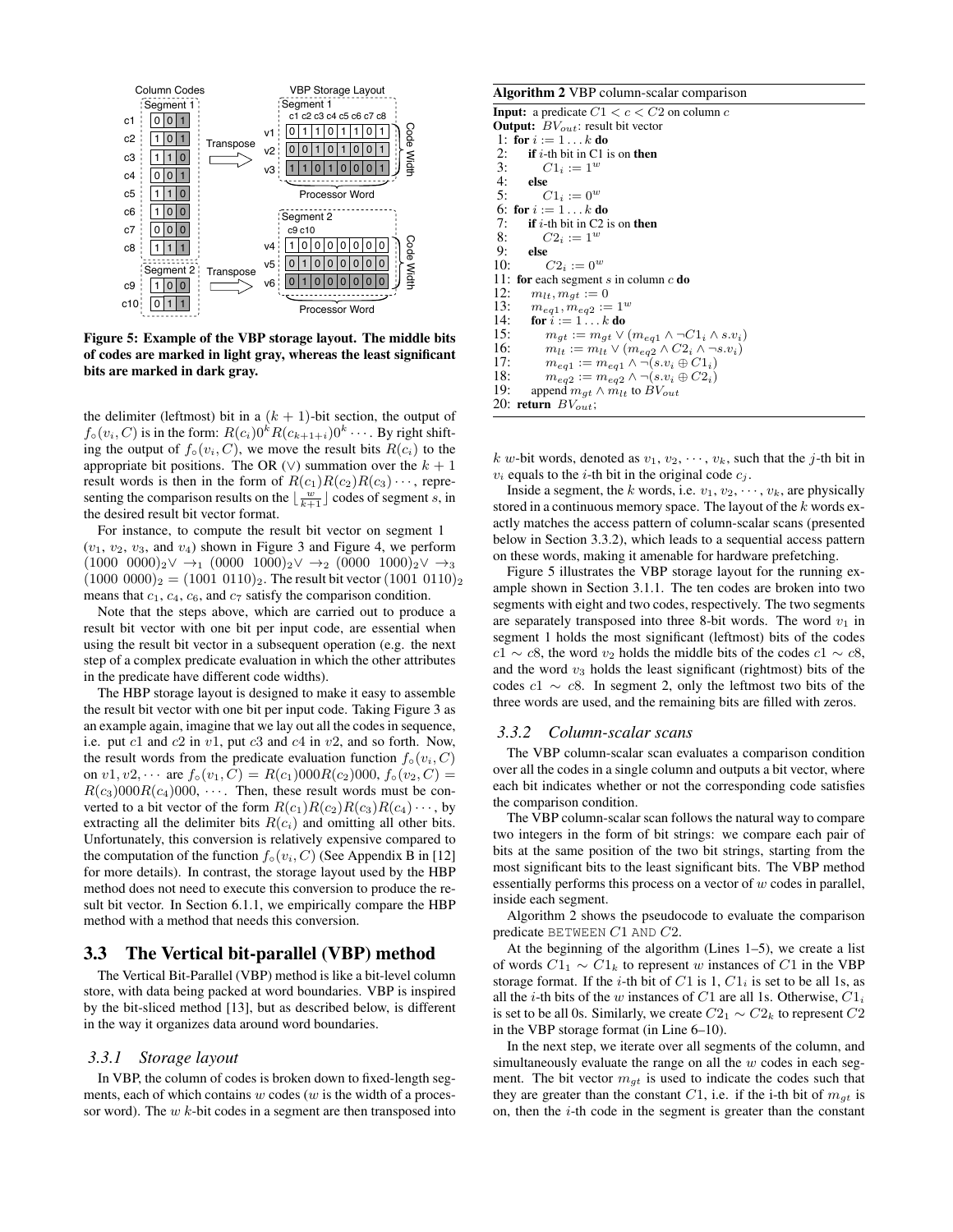Figure 5: Example of the VBP storage layout. The middle bits of codes are marked in light gray, whereas the least significant bits are marked in dark gray.

the delimiter (leftmost) bit in a $(k+1)$-bit section, the output of $f_\circ(v_i, C)$ is in the form: $R(c_i)0^k R(c_{k+1+i})0^k \cdots$. By right shifting the output of $f_\circ(v_i, C)$, we move the result bits $R(c_i)$ to the appropriate bit positions. The OR ($\vee$) summation over the $k+1$ result words is then in the form of $R(c_1)R(c_2)R(c_3)\cdots$, representing the comparison results on the $\lfloor \frac{w}{k+1} \rfloor$ codes of segment $s$, in the desired result bit vector format.

For instance, to compute the result bit vector on segment 1 ($v_1$, $v_2$, $v_3$, and $v_4$) shown in Figure 3 and Figure 4, we perform $(1000\ 0000)_2 \vee \rightarrow_1 (0000\ 1000)_2 \vee \rightarrow_2 (0000\ 1000)_2 \vee \rightarrow_3 (1000\ 0000)_2 = (1001\ 0110)_2$. The result bit vector $(1001\ 0110)_2$ means that $c_1$, $c_4$, $c_6$, and $c_7$ satisfy the comparison condition.

Note that the steps above, which are carried out to produce a result bit vector with one bit per input code, are essential when using the result bit vector in a subsequent operation (e.g. the next step of a complex predicate evaluation in which the other attributes in the predicate have different code widths).

The HBP storage layout is designed to make it easy to assemble the result bit vector with one bit per input code. Taking Figure 3 as an example again, imagine that we lay out all the codes in sequence, i.e. put $c1$ and $c2$ in $v1$, put $c3$ and $c4$ in $v2$, and so forth. Now, the result words from the predicate evaluation function $f_\circ(v_i, C)$ on $v1, v2, \cdots$ are $f_\circ(v_1, C) = R(c_1)000R(c_2)000$, $f_\circ(v_2, C) = R(c_3)000R(c_4)000$, $\cdots$. Then, these result words must be converted to a bit vector of the form $R(c_1)R(c_2)R(c_3)R(c_4)\cdots$, by extracting all the delimiter bits $R(c_i)$ and omitting all other bits. Unfortunately, this conversion is relatively expensive compared to the computation of the function $f_\circ(v_i, C)$ (See Appendix B in [12] for more details). In contrast, the storage layout used by the HBP method does not need to execute this conversion to produce the result bit vector. In Section 6.1.1, we empirically compare the HBP method with a method that needs this conversion.

## 3.3 The Vertical bit-parallel (VBP) method

The Vertical Bit-Parallel (VBP) method is like a bit-level column store, with data being packed at word boundaries. VBP is inspired by the bit-sliced method [13], but as described below, is different in the way it organizes data around word boundaries.

### 3.3.1 Storage layout

In VBP, the column of codes is broken down to fixed-length segments, each of which contains $w$ codes ($w$ is the width of a processor word). The $w$ $k$-bit codes in a segment are then transposed into $k$ $w$-bit words, denoted as $v_1, v_2, \cdots, v_k$, such that the $j$-th bit in $v_i$ equals to the $i$-th bit in the original code $c_j$.

Inside a segment, the $k$ words, i.e. $v_1, v_2, \cdots, v_k$, are physically stored in a continuous memory space. The layout of the $k$ words exactly matches the access pattern of column-scalar scans (presented below in Section 3.3.2), which leads to a sequential access pattern on these words, making it amenable for hardware prefetching.

Figure 5 illustrates the VBP storage layout for the running example shown in Section 3.1.1. The ten codes are broken into two segments with eight and two codes, respectively. The two segments are separately transposed into three 8-bit words. The word $v_1$ in segment 1 holds the most significant (leftmost) bits of the codes $c1 \sim c8$, the word $v_2$ holds the middle bits of the codes $c1 \sim c8$, and the word $v_3$ holds the least significant (rightmost) bits of the codes $c1 \sim c8$. In segment 2, only the leftmost two bits of the three words are used, and the remaining bits are filled with zeros.

### 3.3.2 Column-scalar scans

The VBP column-scalar scan evaluates a comparison condition over all the codes in a single column and outputs a bit vector, where each bit indicates whether or not the corresponding code satisfies the comparison condition.

The VBP column-scalar scan follows the natural way to compare two integers in the form of bit strings: we compare each pair of bits at the same position of the two bit strings, starting from the most significant bits to the least significant bits. The VBP method essentially performs this process on a vector of $w$ codes in parallel, inside each segment.

Algorithm 2 shows the pseudocode to evaluate the comparison predicate BETWEEN $C1$ AND $C2$.

**Algorithm 2** VBP column-scalar comparison

**Input:** a predicate $C1 < c < C2$ on column $c$
**Output:** $BV_{out}$: result bit vector

```
1:  for i := 1...k do
2:      if i-th bit in C1 is on then
3:          C1_i := 1^w
4:      else
5:          C1_i := 0^w
6:  for i := 1...k do
7:      if i-th bit in C2 is on then
8:          C2_i := 1^w
9:      else
10:         C2_i := 0^w
11: for each segment s in column c do
12:     m_lt, m_gt := 0
13:     m_eq1, m_eq2 := 1^w
14:     for i := 1...k do
15:         m_gt := m_gt ∨ (m_eq1 ∧ ¬C1_i ∧ s.v_i)
16:         m_lt := m_lt ∨ (m_eq2 ∧ C2_i ∧ ¬s.v_i)
17:         m_eq1 := m_eq1 ∧ ¬(s.v_i ⊕ C1_i)
18:         m_eq2 := m_eq2 ∧ ¬(s.v_i ⊕ C2_i)
19:     append m_gt ∧ m_lt to BV_out
20: return BV_out;
```

At the beginning of the algorithm (Lines 1–5), we create a list of words $C1_1 \sim C1_k$ to represent $w$ instances of $C1$ in the VBP storage format. If the $i$-th bit of $C1$ is 1, $C1_i$ is set to be all 1s, as all the $i$-th bits of the $w$ instances of $C1$ are all 1s. Otherwise, $C1_i$ is set to be all 0s. Similarly, we create $C2_1 \sim C2_k$ to represent $C2$ in the VBP storage format (in Line 6–10).

In the next step, we iterate over all segments of the column, and simultaneously evaluate the range on all the $w$ codes in each segment. The bit vector $m_{gt}$ is used to indicate the codes such that they are greater than the constant $C1$, i.e. if the i-th bit of $m_{gt}$ is on, then the $i$-th code in the segment is greater than the constant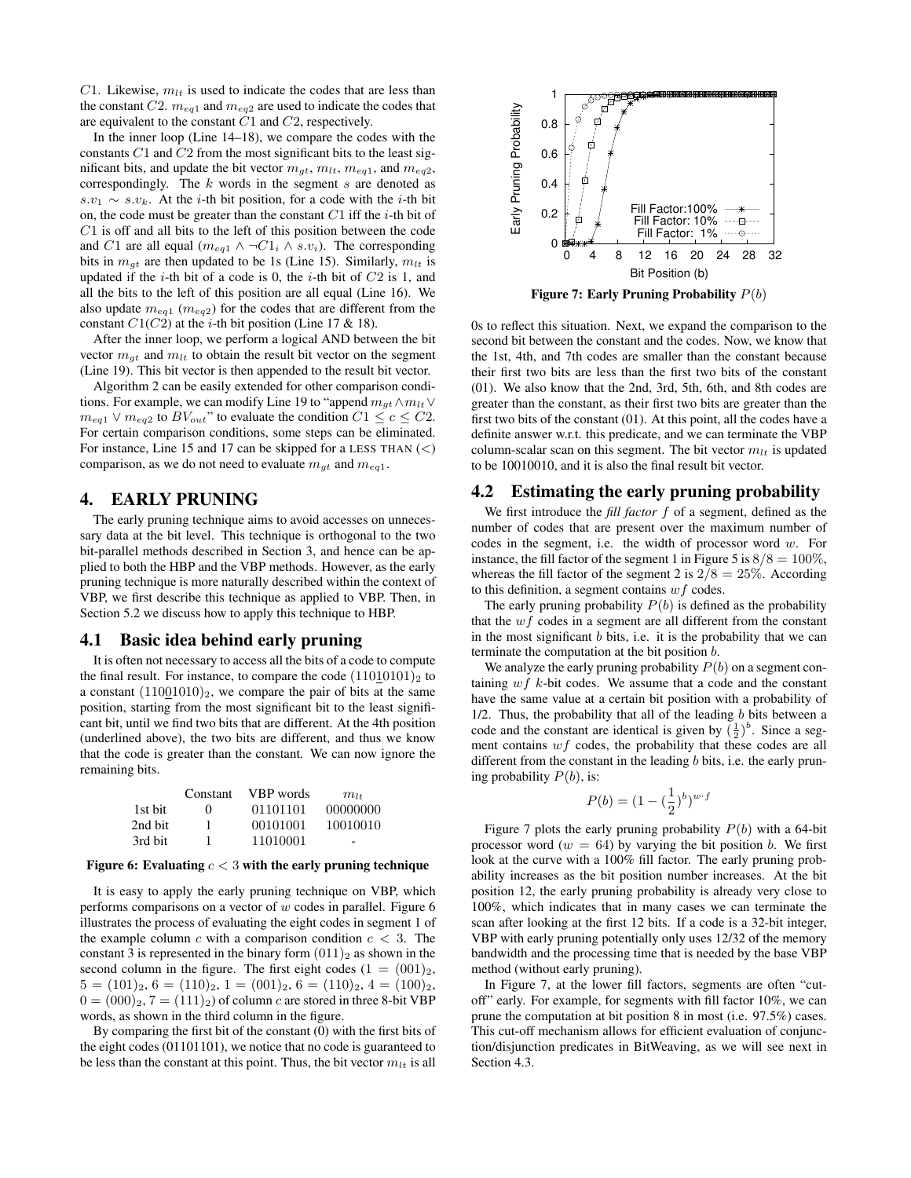$C1$. Likewise, $m_{lt}$ is used to indicate the codes that are less than the constant $C2$. $m_{eq1}$ and $m_{eq2}$ are used to indicate the codes that are equivalent to the constant $C1$ and $C2$, respectively.

In the inner loop (Line 14–18), we compare the codes with the constants $C1$ and $C2$ from the most significant bits to the least significant bits, and update the bit vector $m_{gt}$, $m_{lt}$, $m_{eq1}$, and $m_{eq2}$, correspondingly. The $k$ words in the segment $s$ are denoted as $s.v_1 \sim s.v_k$. At the $i$-th bit position, for a code with the $i$-th bit on, the code must be greater than the constant $C1$ iff the $i$-th bit of $C1$ is off and all bits to the left of this position between the code and $C1$ are all equal ($m_{eq1} \wedge \neg C1_i \wedge s.v_i$). The corresponding bits in $m_{gt}$ are then updated to be 1s (Line 15). Similarly, $m_{lt}$ is updated if the $i$-th bit of a code is 0, the $i$-th bit of $C2$ is 1, and all the bits to the left of this position are all equal (Line 16). We also update $m_{eq1}$ ($m_{eq2}$) for the codes that are different from the constant $C1(C2)$ at the $i$-th bit position (Line 17 & 18).

After the inner loop, we perform a logical AND between the bit vector $m_{gt}$ and $m_{lt}$ to obtain the result bit vector on the segment (Line 19). This bit vector is then appended to the result bit vector.

Algorithm 2 can be easily extended for other comparison conditions. For example, we can modify Line 19 to "append $m_{gt} \wedge m_{lt} \vee m_{eq1} \vee m_{eq2}$ to $BV_{out}$" to evaluate the condition $C1 \leq c \leq C2$. For certain comparison conditions, some steps can be eliminated. For instance, Line 15 and 17 can be skipped for a LESS THAN ($<$) comparison, as we do not need to evaluate $m_{gt}$ and $m_{eq1}$.

## 4. EARLY PRUNING

The early pruning technique aims to avoid accesses on unnecessary data at the bit level. This technique is orthogonal to the two bit-parallel methods described in Section 3, and hence can be applied to both the HBP and the VBP methods. However, as the early pruning technique is more naturally described within the context of VBP, we first describe this technique as applied to VBP. Then, in Section 5.2 we discuss how to apply this technique to HBP.

### 4.1 Basic idea behind early pruning

It is often not necessary to access all the bits of a code to compute the final result. For instance, to compare the code $(11010101)_2$ to a constant $(11001010)_2$, we compare the pair of bits at the same position, starting from the most significant bit to the least significant bit, until we find two bits that are different. At the 4th position (underlined above), the two bits are different, and thus we know that the code is greater than the constant. We can now ignore the remaining bits.

| | Constant | VBP words | $m_{lt}$ |
|---|---|---|---|
| 1st bit | 0 | 01101101 | 00000000 |
| 2nd bit | 1 | 00101001 | 10010010 |
| 3rd bit | 1 | 11010001 | - |

**Figure 6: Evaluating $c < 3$ with the early pruning technique**

It is easy to apply the early pruning technique on VBP, which performs comparisons on a vector of $w$ codes in parallel. Figure 6 illustrates the process of evaluating the eight codes in segment 1 of the example column $c$ with a comparison condition $c < 3$. The constant 3 is represented in the binary form $(011)_2$ as shown in the second column in the figure. The first eight codes ($1 = (001)_2$, $5 = (101)_2$, $6 = (110)_2$, $1 = (001)_2$, $6 = (110)_2$, $4 = (100)_2$, $0 = (000)_2$, $7 = (111)_2$) of column $c$ are stored in three 8-bit VBP words, as shown in the third column in the figure.

By comparing the first bit of the constant (0) with the first bits of the eight codes (01101101), we notice that no code is guaranteed to be less than the constant at this point. Thus, the bit vector $m_{lt}$ is all 0s to reflect this situation. Next, we expand the comparison to the second bit between the constant and the codes. Now, we know that the 1st, 4th, and 7th codes are smaller than the constant because their first two bits are less than the first two bits of the constant (01). We also know that the 2nd, 3rd, 5th, 6th, and 8th codes are greater than the constant, as their first two bits are greater than the first two bits of the constant (01). At this point, all the codes have a definite answer w.r.t. this predicate, and we can terminate the VBP column-scalar scan on this segment. The bit vector $m_{lt}$ is updated to be 10010010, and it is also the final result bit vector.

**Figure 7: Early Pruning Probability $P(b)$**

### 4.2 Estimating the early pruning probability

We first introduce the *fill factor* $f$ of a segment, defined as the number of codes that are present over the maximum number of codes in the segment, i.e. the width of processor word $w$. For instance, the fill factor of the segment 1 in Figure 5 is $8/8 = 100\%$, whereas the fill factor of the segment 2 is $2/8 = 25\%$. According to this definition, a segment contains $wf$ codes.

The early pruning probability $P(b)$ is defined as the probability that the $wf$ codes in a segment are all different from the constant in the most significant $b$ bits, i.e. it is the probability that we can terminate the computation at the bit position $b$.

We analyze the early pruning probability $P(b)$ on a segment containing $wf$ $k$-bit codes. We assume that a code and the constant have the same value at a certain bit position with a probability of 1/2. Thus, the probability that all of the leading $b$ bits between a code and the constant are identical is given by $(\frac{1}{2})^b$. Since a segment contains $wf$ codes, the probability that these codes are all different from the constant in the leading $b$ bits, i.e. the early pruning probability $P(b)$, is:

$$P(b) = (1 - (\frac{1}{2})^b)^{w \cdot f}$$

Figure 7 plots the early pruning probability $P(b)$ with a 64-bit processor word ($w = 64$) by varying the bit position $b$. We first look at the curve with a 100% fill factor. The early pruning probability increases as the bit position number increases. At the bit position 12, the early pruning probability is already very close to 100%, which indicates that in many cases we can terminate the scan after looking at the first 12 bits. If a code is a 32-bit integer, VBP with early pruning potentially only uses 12/32 of the memory bandwidth and the processing time that is needed by the base VBP method (without early pruning).

In Figure 7, at the lower fill factors, segments are often "cut-off" early. For example, for segments with fill factor 10%, we can prune the computation at bit position 8 in most (i.e. 97.5%) cases. This cut-off mechanism allows for efficient evaluation of conjunction/disjunction predicates in BitWeaving, as we will see next in Section 4.3.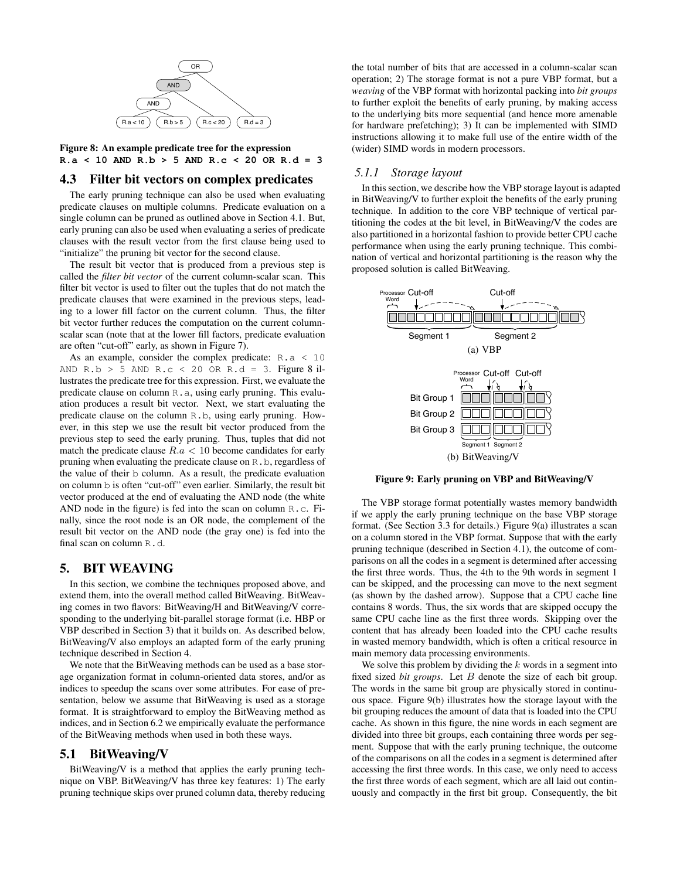Figure 8: An example predicate tree for the expression **R.a < 10 AND R.b > 5 AND R.c < 20 OR R.d = 3**

## 4.3 Filter bit vectors on complex predicates

The early pruning technique can also be used when evaluating predicate clauses on multiple columns. Predicate evaluation on a single column can be pruned as outlined above in Section 4.1. But, early pruning can also be used when evaluating a series of predicate clauses with the result vector from the first clause being used to "initialize" the pruning bit vector for the second clause.

The result bit vector that is produced from a previous step is called the *filter bit vector* of the current column-scalar scan. This filter bit vector is used to filter out the tuples that do not match the predicate clauses that were examined in the previous steps, leading to a lower fill factor on the current column. Thus, the filter bit vector further reduces the computation on the current column-scalar scan (note that at the lower fill factors, predicate evaluation are often "cut-off" early, as shown in Figure 7).

As an example, consider the complex predicate: `R.a < 10 AND R.b > 5 AND R.c < 20 OR R.d = 3`. Figure 8 illustrates the predicate tree for this expression. First, we evaluate the predicate clause on column `R.a`, using early pruning. This evaluation produces a result bit vector. Next, we start evaluating the predicate clause on the column `R.b`, using early pruning. However, in this step we use the result bit vector produced from the previous step to seed the early pruning. Thus, tuples that did not match the predicate clause $R.a < 10$ become candidates for early pruning when evaluating the predicate clause on `R.b`, regardless of the value of their `b` column. As a result, the predicate evaluation on column `b` is often "cut-off" even earlier. Similarly, the result bit vector produced at the end of evaluating the AND node (the white AND node in the figure) is fed into the scan on column `R.c`. Finally, since the root node is an OR node, the complement of the result bit vector on the AND node (the gray one) is fed into the final scan on column `R.d`.

# 5. BIT WEAVING

In this section, we combine the techniques proposed above, and extend them, into the overall method called BitWeaving. BitWeaving comes in two flavors: BitWeaving/H and BitWeaving/V corresponding to the underlying bit-parallel storage format (i.e. HBP or VBP described in Section 3) that it builds on. As described below, BitWeaving/V also employs an adapted form of the early pruning technique described in Section 4.

We note that the BitWeaving methods can be used as a base storage organization format in column-oriented data stores, and/or as indices to speedup the scans over some attributes. For ease of presentation, below we assume that BitWeaving is used as a storage format. It is straightforward to employ the BitWeaving method as indices, and in Section 6.2 we empirically evaluate the performance of the BitWeaving methods when used in both these ways.

## 5.1 BitWeaving/V

BitWeaving/V is a method that applies the early pruning technique on VBP. BitWeaving/V has three key features: 1) The early pruning technique skips over pruned column data, thereby reducing the total number of bits that are accessed in a column-scalar scan operation; 2) The storage format is not a pure VBP format, but a *weaving* of the VBP format with horizontal packing into *bit groups* to further exploit the benefits of early pruning, by making access to the underlying bits more sequential (and hence more amenable for hardware prefetching); 3) It can be implemented with SIMD instructions allowing it to make full use of the entire width of the (wider) SIMD words in modern processors.

### 5.1.1 Storage layout

In this section, we describe how the VBP storage layout is adapted in BitWeaving/V to further exploit the benefits of the early pruning technique. In addition to the core VBP technique of vertical partitioning the codes at the bit level, in BitWeaving/V the codes are also partitioned in a horizontal fashion to provide better CPU cache performance when using the early pruning technique. This combination of vertical and horizontal partitioning is the reason why the proposed solution is called BitWeaving.

(a) VBP

(b) BitWeaving/V

**Figure 9: Early pruning on VBP and BitWeaving/V**

The VBP storage format potentially wastes memory bandwidth if we apply the early pruning technique on the base VBP storage format. (See Section 3.3 for details.) Figure 9(a) illustrates a scan on a column stored in the VBP format. Suppose that with the early pruning technique (described in Section 4.1), the outcome of comparisons on all the codes in a segment is determined after accessing the first three words. Thus, the 4th to the 9th words in segment 1 can be skipped, and the processing can move to the next segment (as shown by the dashed arrow). Suppose that a CPU cache line contains 8 words. Thus, the six words that are skipped occupy the same CPU cache line as the first three words. Skipping over the content that has already been loaded into the CPU cache results in wasted memory bandwidth, which is often a critical resource in main memory data processing environments.

We solve this problem by dividing the $k$ words in a segment into fixed sized *bit groups*. Let $B$ denote the size of each bit group. The words in the same bit group are physically stored in continuous space. Figure 9(b) illustrates how the storage layout with the bit grouping reduces the amount of data that is loaded into the CPU cache. As shown in this figure, the nine words in each segment are divided into three bit groups, each containing three words per segment. Suppose that with the early pruning technique, the outcome of the comparisons on all the codes in a segment is determined after accessing the first three words. In this case, we only need to access the first three words of each segment, which are all laid out continuously and compactly in the first bit group. Consequently, the bit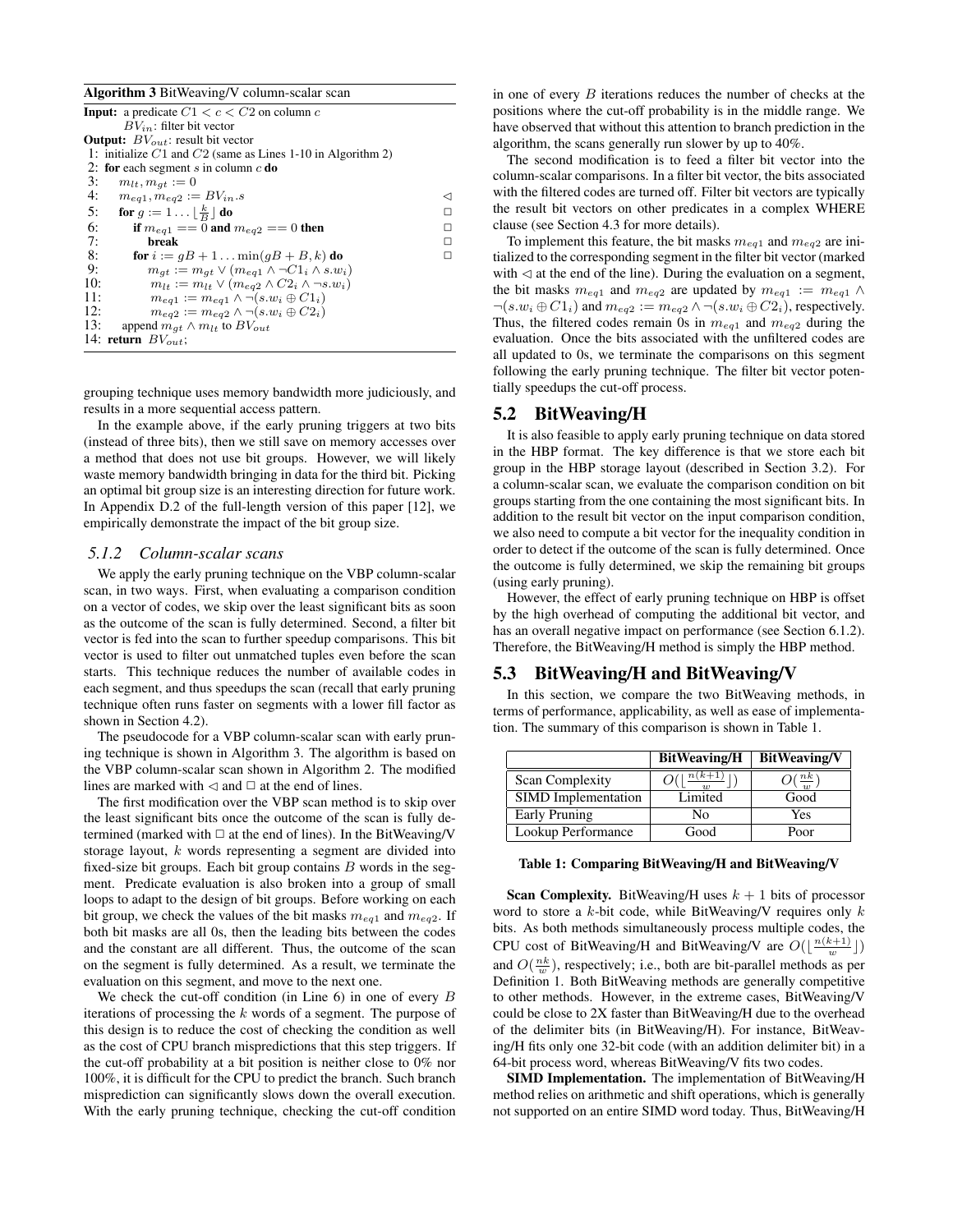**Algorithm 3** BitWeaving/V column-scalar scan

```
Input: a predicate C1 < c < C2 on column c
       BV_in: filter bit vector
Output: BV_out: result bit vector
 1: initialize C1 and C2 (same as Lines 1-10 in Algorithm 2)
 2: for each segment s in column c do
 3:    m_lt, m_gt := 0
 4:    m_eq1, m_eq2 := BV_in.s                                  ◁
 5:    for g := 1 ... ⌊k/B⌋ do                                   □
 6:       if m_eq1 == 0 and m_eq2 == 0 then                      □
 7:          break                                                □
 8:       for i := gB + 1 ... min(gB + B, k) do                  □
 9:          m_gt := m_gt ∨ (m_eq1 ∧ ¬C1_i ∧ s.w_i)
10:          m_lt := m_lt ∨ (m_eq2 ∧ C2_i ∧ ¬s.w_i)
11:          m_eq1 := m_eq1 ∧ ¬(s.w_i ⊕ C1_i)
12:          m_eq2 := m_eq2 ∧ ¬(s.w_i ⊕ C2_i)
13:    append m_gt ∧ m_lt to BV_out
14: return BV_out;
```

grouping technique uses memory bandwidth more judiciously, and results in a more sequential access pattern.

In the example above, if the early pruning triggers at two bits (instead of three bits), then we still save on memory accesses over a method that does not use bit groups. However, we will likely waste memory bandwidth bringing in data for the third bit. Picking an optimal bit group size is an interesting direction for future work. In Appendix D.2 of the full-length version of this paper [12], we empirically demonstrate the impact of the bit group size.

#### 5.1.2 Column-scalar scans

We apply the early pruning technique on the VBP column-scalar scan, in two ways. First, when evaluating a comparison condition on a vector of codes, we skip over the least significant bits as soon as the outcome of the scan is fully determined. Second, a filter bit vector is fed into the scan to further speedup comparisons. This bit vector is used to filter out unmatched tuples even before the scan starts. This technique reduces the number of available codes in each segment, and thus speedups the scan (recall that early pruning technique often runs faster on segments with a lower fill factor as shown in Section 4.2).

The pseudocode for a VBP column-scalar scan with early pruning technique is shown in Algorithm 3. The algorithm is based on the VBP column-scalar scan shown in Algorithm 2. The modified lines are marked with ◁ and □ at the end of lines.

The first modification over the VBP scan method is to skip over the least significant bits once the outcome of the scan is fully determined (marked with □ at the end of lines). In the BitWeaving/V storage layout, $k$ words representing a segment are divided into fixed-size bit groups. Each bit group contains $B$ words in the segment. Predicate evaluation is also broken into a group of small loops to adapt to the design of bit groups. Before working on each bit group, we check the values of the bit masks $m_{eq1}$ and $m_{eq2}$. If both bit masks are all 0s, then the leading bits between the codes and the constant are all different. Thus, the outcome of the scan on the segment is fully determined. As a result, we terminate the evaluation on this segment, and move to the next one.

We check the cut-off condition (in Line 6) in one of every $B$ iterations of processing the $k$ words of a segment. The purpose of this design is to reduce the cost of checking the condition as well as the cost of CPU branch mispredictions that this step triggers. If the cut-off probability at a bit position is neither close to 0% nor 100%, it is difficult for the CPU to predict the branch. Such branch misprediction can significantly slows down the overall execution. With the early pruning technique, checking the cut-off condition in one of every $B$ iterations reduces the number of checks at the positions where the cut-off probability is in the middle range. We have observed that without this attention to branch prediction in the algorithm, the scans generally run slower by up to 40%.

The second modification is to feed a filter bit vector into the column-scalar comparisons. In a filter bit vector, the bits associated with the filtered codes are turned off. Filter bit vectors are typically the result bit vectors on other predicates in a complex WHERE clause (see Section 4.3 for more details).

To implement this feature, the bit masks $m_{eq1}$ and $m_{eq2}$ are initialized to the corresponding segment in the filter bit vector (marked with ◁ at the end of the line). During the evaluation on a segment, the bit masks $m_{eq1}$ and $m_{eq2}$ are updated by $m_{eq1} := m_{eq1} \wedge \neg(s.w_i \oplus C1_i)$ and $m_{eq2} := m_{eq2} \wedge \neg(s.w_i \oplus C2_i)$, respectively. Thus, the filtered codes remain 0s in $m_{eq1}$ and $m_{eq2}$ during the evaluation. Once the bits associated with the unfiltered codes are all updated to 0s, we terminate the comparisons on this segment following the early pruning technique. The filter bit vector potentially speedups the cut-off process.

## 5.2 BitWeaving/H

It is also feasible to apply early pruning technique on data stored in the HBP format. The key difference is that we store each bit group in the HBP storage layout (described in Section 3.2). For a column-scalar scan, we evaluate the comparison condition on bit groups starting from the one containing the most significant bits. In addition to the result bit vector on the input comparison condition, we also need to compute a bit vector for the inequality condition in order to detect if the outcome of the scan is fully determined. Once the outcome is fully determined, we skip the remaining bit groups (using early pruning).

However, the effect of early pruning technique on HBP is offset by the high overhead of computing the additional bit vector, and has an overall negative impact on performance (see Section 6.1.2). Therefore, the BitWeaving/H method is simply the HBP method.

## 5.3 BitWeaving/H and BitWeaving/V

In this section, we compare the two BitWeaving methods, in terms of performance, applicability, as well as ease of implementation. The summary of this comparison is shown in Table 1.

| | BitWeaving/H | BitWeaving/V |
|---|---|---|
| Scan Complexity | $O(\lfloor \frac{n(k+1)}{w} \rfloor)$ | $O(\frac{nk}{w})$ |
| SIMD Implementation | Limited | Good |
| Early Pruning | No | Yes |
| Lookup Performance | Good | Poor |

**Table 1: Comparing BitWeaving/H and BitWeaving/V**

**Scan Complexity.** BitWeaving/H uses $k+1$ bits of processor word to store a $k$-bit code, while BitWeaving/V requires only $k$ bits. As both methods simultaneously process multiple codes, the CPU cost of BitWeaving/H and BitWeaving/V are $O(\lfloor \frac{n(k+1)}{w} \rfloor)$ and $O(\frac{nk}{w})$, respectively; i.e., both are bit-parallel methods as per Definition 1. Both BitWeaving methods are generally competitive to other methods. However, in the extreme cases, BitWeaving/V could be close to 2X faster than BitWeaving/H due to the overhead of the delimiter bits (in BitWeaving/H). For instance, BitWeaving/H fits only one 32-bit code (with an addition delimiter bit) in a 64-bit process word, whereas BitWeaving/V fits two codes.

**SIMD Implementation.** The implementation of BitWeaving/H method relies on arithmetic and shift operations, which is generally not supported on an entire SIMD word today. Thus, BitWeaving/H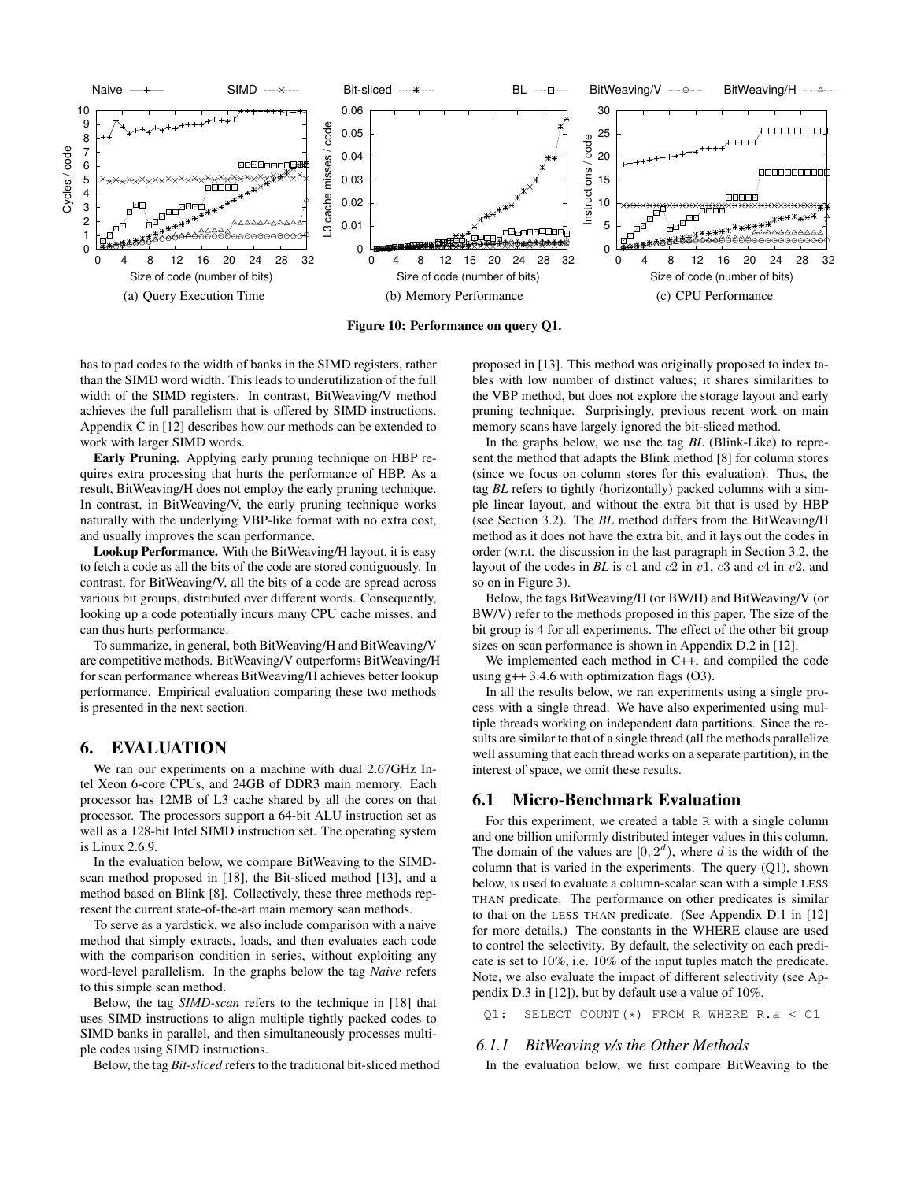Figure 10: Performance on query Q1.

(a) Query Execution Time (b) Memory Performance (c) CPU Performance

has to pad codes to the width of banks in the SIMD registers, rather than the SIMD word width. This leads to underutilization of the full width of the SIMD registers. In contrast, BitWeaving/V method achieves the full parallelism that is offered by SIMD instructions. Appendix C in [12] describes how our methods can be extended to work with larger SIMD words.

**Early Pruning.** Applying early pruning technique on HBP requires extra processing that hurts the performance of HBP. As a result, BitWeaving/H does not employ the early pruning technique. In contrast, in BitWeaving/V, the early pruning technique works naturally with the underlying VBP-like format with no extra cost, and usually improves the scan performance.

**Lookup Performance.** With the BitWeaving/H layout, it is easy to fetch a code as all the bits of the code are stored contiguously. In contrast, for BitWeaving/V, all the bits of a code are spread across various bit groups, distributed over different words. Consequently, looking up a code potentially incurs many CPU cache misses, and can thus hurts performance.

To summarize, in general, both BitWeaving/H and BitWeaving/V are competitive methods. BitWeaving/V outperforms BitWeaving/H for scan performance whereas BitWeaving/H achieves better lookup performance. Empirical evaluation comparing these two methods is presented in the next section.

# 6. EVALUATION

We ran our experiments on a machine with dual 2.67GHz Intel Xeon 6-core CPUs, and 24GB of DDR3 main memory. Each processor has 12MB of L3 cache shared by all the cores on that processor. The processors support a 64-bit ALU instruction set as well as a 128-bit Intel SIMD instruction set. The operating system is Linux 2.6.9.

In the evaluation below, we compare BitWeaving to the SIMD-scan method proposed in [18], the Bit-sliced method [13], and a method based on Blink [8]. Collectively, these three methods represent the current state-of-the-art main memory scan methods.

To serve as a yardstick, we also include comparison with a naive method that simply extracts, loads, and then evaluates each code with the comparison condition in series, without exploiting any word-level parallelism. In the graphs below the tag *Naive* refers to this simple scan method.

Below, the tag *SIMD-scan* refers to the technique in [18] that uses SIMD instructions to align multiple tightly packed codes to SIMD banks in parallel, and then simultaneously processes multiple codes using SIMD instructions.

Below, the tag *Bit-sliced* refers to the traditional bit-sliced method proposed in [13]. This method was originally proposed to index tables with low number of distinct values; it shares similarities to the VBP method, but does not explore the storage layout and early pruning technique. Surprisingly, previous recent work on main memory scans have largely ignored the bit-sliced method.

In the graphs below, we use the tag *BL* (Blink-Like) to represent the method that adapts the Blink method [8] for column stores (since we focus on column stores for this evaluation). Thus, the tag *BL* refers to tightly (horizontally) packed columns with a simple linear layout, and without the extra bit that is used by HBP (see Section 3.2). The *BL* method differs from the BitWeaving/H method as it does not have the extra bit, and it lays out the codes in order (w.r.t. the discussion in the last paragraph in Section 3.2, the layout of the codes in *BL* is $c1$ and $c2$ in $v1$, $c3$ and $c4$ in $v2$, and so on in Figure 3).

Below, the tags BitWeaving/H (or BW/H) and BitWeaving/V (or BW/V) refer to the methods proposed in this paper. The size of the bit group is 4 for all experiments. The effect of the other bit group sizes on scan performance is shown in Appendix D.2 in [12].

We implemented each method in C++, and compiled the code using g++ 3.4.6 with optimization flags (O3).

In all the results below, we ran experiments using a single process with a single thread. We have also experimented using multiple threads working on independent data partitions. Since the results are similar to that of a single thread (all the methods parallelize well assuming that each thread works on a separate partition), in the interest of space, we omit these results.

## 6.1 Micro-Benchmark Evaluation

For this experiment, we created a table R with a single column and one billion uniformly distributed integer values in this column. The domain of the values are $[0, 2^d)$, where $d$ is the width of the column that is varied in the experiments. The query (Q1), shown below, is used to evaluate a column-scalar scan with a simple LESS THAN predicate. The performance on other predicates is similar to that on the LESS THAN predicate. (See Appendix D.1 in [12] for more details.) The constants in the WHERE clause are used to control the selectivity. By default, the selectivity on each predicate is set to 10%, i.e. 10% of the input tuples match the predicate. Note, we also evaluate the impact of different selectivity (see Appendix D.3 in [12]), but by default use a value of 10%.

```
Q1:  SELECT COUNT(*) FROM R WHERE R.a < C1
```

### 6.1.1 BitWeaving v/s the Other Methods

In the evaluation below, we first compare BitWeaving to the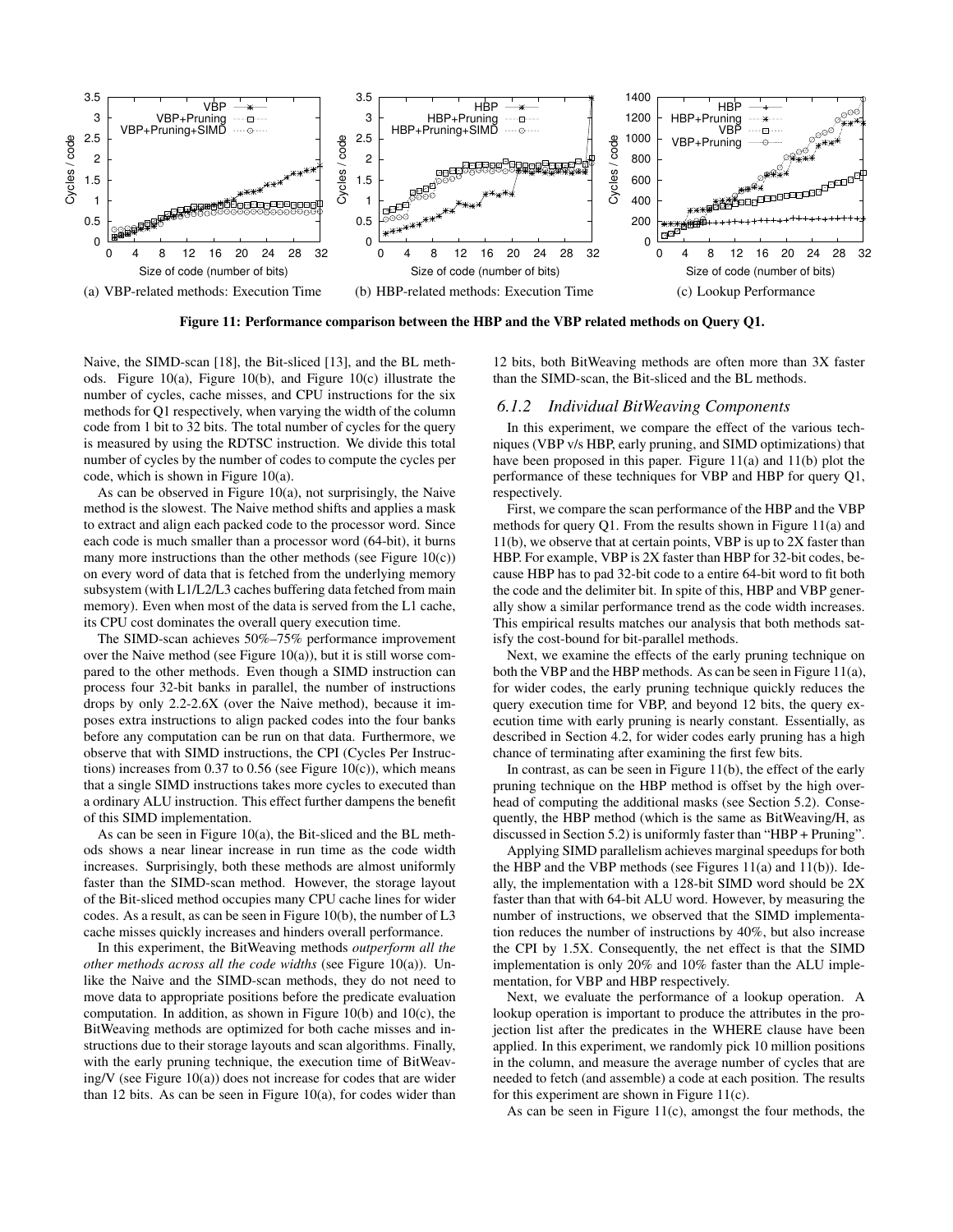(a) VBP-related methods: Execution Time

(b) HBP-related methods: Execution Time

(c) Lookup Performance

**Figure 11: Performance comparison between the HBP and the VBP related methods on Query Q1.**

Naive, the SIMD-scan [18], the Bit-sliced [13], and the BL methods. Figure 10(a), Figure 10(b), and Figure 10(c) illustrate the number of cycles, cache misses, and CPU instructions for the six methods for Q1 respectively, when varying the width of the column code from 1 bit to 32 bits. The total number of cycles for the query is measured by using the RDTSC instruction. We divide this total number of cycles by the number of codes to compute the cycles per code, which is shown in Figure 10(a).

As can be observed in Figure 10(a), not surprisingly, the Naive method is the slowest. The Naive method shifts and applies a mask to extract and align each packed code to the processor word. Since each code is much smaller than a processor word (64-bit), it burns many more instructions than the other methods (see Figure 10(c)) on every word of data that is fetched from the underlying memory subsystem (with L1/L2/L3 caches buffering data fetched from main memory). Even when most of the data is served from the L1 cache, its CPU cost dominates the overall query execution time.

The SIMD-scan achieves 50%–75% performance improvement over the Naive method (see Figure 10(a)), but it is still worse compared to the other methods. Even though a SIMD instruction can process four 32-bit banks in parallel, the number of instructions drops by only 2.2-2.6X (over the Naive method), because it imposes extra instructions to align packed codes into the four banks before any computation can be run on that data. Furthermore, we observe that with SIMD instructions, the CPI (Cycles Per Instructions) increases from 0.37 to 0.56 (see Figure 10(c)), which means that a single SIMD instructions takes more cycles to executed than a ordinary ALU instruction. This effect further dampens the benefit of this SIMD implementation.

As can be seen in Figure 10(a), the Bit-sliced and the BL methods shows a near linear increase in run time as the code width increases. Surprisingly, both these methods are almost uniformly faster than the SIMD-scan method. However, the storage layout of the Bit-sliced method occupies many CPU cache lines for wider codes. As a result, as can be seen in Figure 10(b), the number of L3 cache misses quickly increases and hinders overall performance.

In this experiment, the BitWeaving methods *outperform all the other methods across all the code widths* (see Figure 10(a)). Unlike the Naive and the SIMD-scan methods, they do not need to move data to appropriate positions before the predicate evaluation computation. In addition, as shown in Figure 10(b) and 10(c), the BitWeaving methods are optimized for both cache misses and instructions due to their storage layouts and scan algorithms. Finally, with the early pruning technique, the execution time of BitWeaving/V (see Figure 10(a)) does not increase for codes that are wider than 12 bits. As can be seen in Figure 10(a), for codes wider than 12 bits, both BitWeaving methods are often more than 3X faster than the SIMD-scan, the Bit-sliced and the BL methods.

### 6.1.2 Individual BitWeaving Components

In this experiment, we compare the effect of the various techniques (VBP v/s HBP, early pruning, and SIMD optimizations) that have been proposed in this paper. Figure 11(a) and 11(b) plot the performance of these techniques for VBP and HBP for query Q1, respectively.

First, we compare the scan performance of the HBP and the VBP methods for query Q1. From the results shown in Figure 11(a) and 11(b), we observe that at certain points, VBP is up to 2X faster than HBP. For example, VBP is 2X faster than HBP for 32-bit codes, because HBP has to pad 32-bit code to a entire 64-bit word to fit both the code and the delimiter bit. In spite of this, HBP and VBP generally show a similar performance trend as the code width increases. This empirical results matches our analysis that both methods satisfy the cost-bound for bit-parallel methods.

Next, we examine the effects of the early pruning technique on both the VBP and the HBP methods. As can be seen in Figure 11(a), for wider codes, the early pruning technique quickly reduces the query execution time for VBP, and beyond 12 bits, the query execution time with early pruning is nearly constant. Essentially, as described in Section 4.2, for wider codes early pruning has a high chance of terminating after examining the first few bits.

In contrast, as can be seen in Figure 11(b), the effect of the early pruning technique on the HBP method is offset by the high overhead of computing the additional masks (see Section 5.2). Consequently, the HBP method (which is the same as BitWeaving/H, as discussed in Section 5.2) is uniformly faster than "HBP + Pruning".

Applying SIMD parallelism achieves marginal speedups for both the HBP and the VBP methods (see Figures 11(a) and 11(b)). Ideally, the implementation with a 128-bit SIMD word should be 2X faster than that with 64-bit ALU word. However, by measuring the number of instructions, we observed that the SIMD implementation reduces the number of instructions by 40%, but also increase the CPI by 1.5X. Consequently, the net effect is that the SIMD implementation is only 20% and 10% faster than the ALU implementation, for VBP and HBP respectively.

Next, we evaluate the performance of a lookup operation. A lookup operation is important to produce the attributes in the projection list after the predicates in the WHERE clause have been applied. In this experiment, we randomly pick 10 million positions in the column, and measure the average number of cycles that are needed to fetch (and assemble) a code at each position. The results for this experiment are shown in Figure 11(c).

As can be seen in Figure 11(c), amongst the four methods, the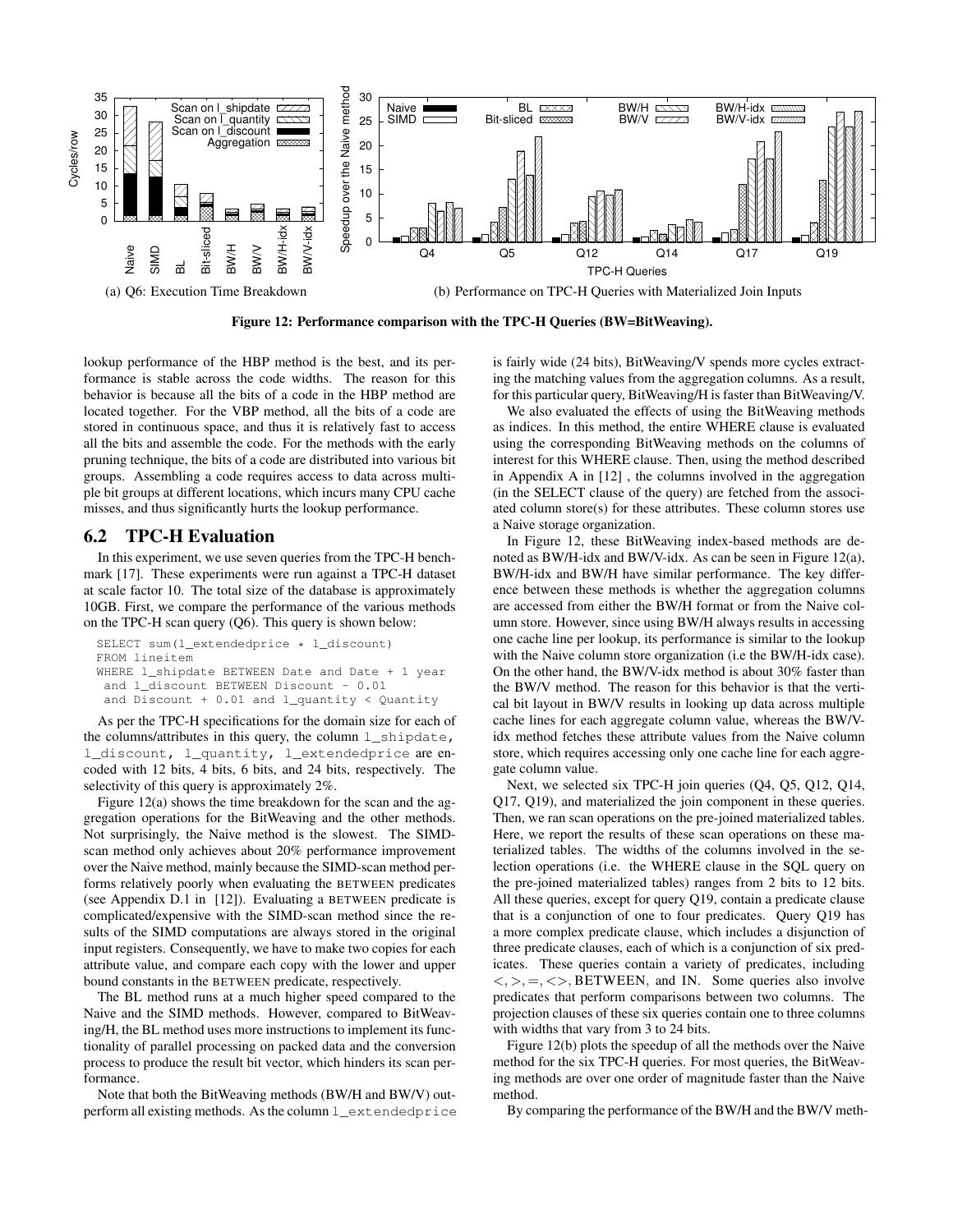(a) Q6: Execution Time Breakdown

(b) Performance on TPC-H Queries with Materialized Join Inputs

**Figure 12: Performance comparison with the TPC-H Queries (BW=BitWeaving).**

lookup performance of the HBP method is the best, and its performance is stable across the code widths. The reason for this behavior is because all the bits of a code in the HBP method are located together. For the VBP method, all the bits of a code are stored in continuous space, and thus it is relatively fast to access all the bits and assemble the code. For the methods with the early pruning technique, the bits of a code are distributed into various bit groups. Assembling a code requires access to data across multiple bit groups at different locations, which incurs many CPU cache misses, and thus significantly hurts the lookup performance.

## 6.2 TPC-H Evaluation

In this experiment, we use seven queries from the TPC-H benchmark [17]. These experiments were run against a TPC-H dataset at scale factor 10. The total size of the database is approximately 10GB. First, we compare the performance of the various methods on the TPC-H scan query (Q6). This query is shown below:

```
SELECT sum(l_extendedprice * l_discount)
FROM lineitem
WHERE l_shipdate BETWEEN Date and Date + 1 year
 and l_discount BETWEEN Discount - 0.01
 and Discount + 0.01 and l_quantity < Quantity
```

As per the TPC-H specifications for the domain size for each of the columns/attributes in this query, the column l_shipdate, l_discount, l_quantity, l_extendedprice are encoded with 12 bits, 4 bits, 6 bits, and 24 bits, respectively. The selectivity of this query is approximately 2%.

Figure 12(a) shows the time breakdown for the scan and the aggregation operations for the BitWeaving and the other methods. Not surprisingly, the Naive method is the slowest. The SIMD-scan method only achieves about 20% performance improvement over the Naive method, mainly because the SIMD-scan method performs relatively poorly when evaluating the BETWEEN predicates (see Appendix D.1 in [12]). Evaluating a BETWEEN predicate is complicated/expensive with the SIMD-scan method since the results of the SIMD computations are always stored in the original input registers. Consequently, we have to make two copies for each attribute value, and compare each copy with the lower and upper bound constants in the BETWEEN predicate, respectively.

The BL method runs at a much higher speed compared to the Naive and the SIMD methods. However, compared to BitWeaving/H, the BL method uses more instructions to implement its functionality of parallel processing on packed data and the conversion process to produce the result bit vector, which hinders its scan performance.

Note that both the BitWeaving methods (BW/H and BW/V) outperform all existing methods. As the column l_extendedprice is fairly wide (24 bits), BitWeaving/V spends more cycles extracting the matching values from the aggregation columns. As a result, for this particular query, BitWeaving/H is faster than BitWeaving/V.

We also evaluated the effects of using the BitWeaving methods as indices. In this method, the entire WHERE clause is evaluated using the corresponding BitWeaving methods on the columns of interest for this WHERE clause. Then, using the method described in Appendix A in [12] , the columns involved in the aggregation (in the SELECT clause of the query) are fetched from the associated column store(s) for these attributes. These column stores use a Naive storage organization.

In Figure 12, these BitWeaving index-based methods are denoted as BW/H-idx and BW/V-idx. As can be seen in Figure 12(a), BW/H-idx and BW/H have similar performance. The key difference between these methods is whether the aggregation columns are accessed from either the BW/H format or from the Naive column store. However, since using BW/H always results in accessing one cache line per lookup, its performance is similar to the lookup with the Naive column store organization (i.e the BW/H-idx case). On the other hand, the BW/V-idx method is about 30% faster than the BW/V method. The reason for this behavior is that the vertical bit layout in BW/V results in looking up data across multiple cache lines for each aggregate column value, whereas the BW/V-idx method fetches these attribute values from the Naive column store, which requires accessing only one cache line for each aggregate column value.

Next, we selected six TPC-H join queries (Q4, Q5, Q12, Q14, Q17, Q19), and materialized the join component in these queries. Then, we ran scan operations on the pre-joined materialized tables. Here, we report the results of these scan operations on these materialized tables. The widths of the columns involved in the selection operations (i.e. the WHERE clause in the SQL query on the pre-joined materialized tables) ranges from 2 bits to 12 bits. All these queries, except for query Q19, contain a predicate clause that is a conjunction of one to four predicates. Query Q19 has a more complex predicate clause, which includes a disjunction of three predicate clauses, each of which is a conjunction of six predicates. These queries contain a variety of predicates, including $<, >, =, <>$, BETWEEN, and IN. Some queries also involve predicates that perform comparisons between two columns. The projection clauses of these six queries contain one to three columns with widths that vary from 3 to 24 bits.

Figure 12(b) plots the speedup of all the methods over the Naive method for the six TPC-H queries. For most queries, the BitWeaving methods are over one order of magnitude faster than the Naive method.

By comparing the performance of the BW/H and the BW/V meth-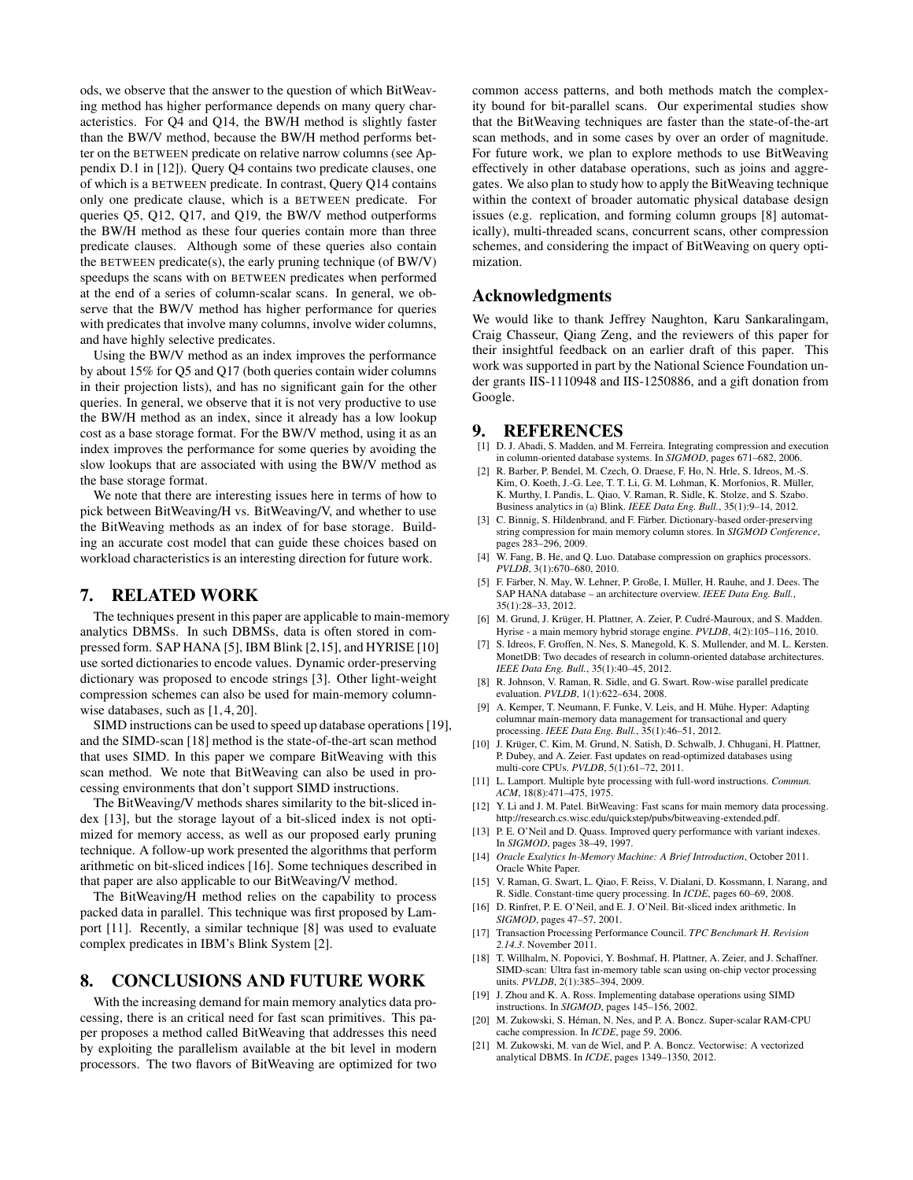ods, we observe that the answer to the question of which BitWeaving method has higher performance depends on many query characteristics. For Q4 and Q14, the BW/H method is slightly faster than the BW/V method, because the BW/H method performs better on the BETWEEN predicate on relative narrow columns (see Appendix D.1 in [12]). Query Q4 contains two predicate clauses, one of which is a BETWEEN predicate. In contrast, Query Q14 contains only one predicate clause, which is a BETWEEN predicate. For queries Q5, Q12, Q17, and Q19, the BW/V method outperforms the BW/H method as these four queries contain more than three predicate clauses. Although some of these queries also contain the BETWEEN predicate(s), the early pruning technique (of BW/V) speedups the scans with on BETWEEN predicates when performed at the end of a series of column-scalar scans. In general, we observe that the BW/V method has higher performance for queries with predicates that involve many columns, involve wider columns, and have highly selective predicates.

Using the BW/V method as an index improves the performance by about 15% for Q5 and Q17 (both queries contain wider columns in their projection lists), and has no significant gain for the other queries. In general, we observe that it is not very productive to use the BW/H method as an index, since it already has a low lookup cost as a base storage format. For the BW/V method, using it as an index improves the performance for some queries by avoiding the slow lookups that are associated with using the BW/V method as the base storage format.

We note that there are interesting issues here in terms of how to pick between BitWeaving/H vs. BitWeaving/V, and whether to use the BitWeaving methods as an index of for base storage. Building an accurate cost model that can guide these choices based on workload characteristics is an interesting direction for future work.

## 7. RELATED WORK

The techniques present in this paper are applicable to main-memory analytics DBMSs. In such DBMSs, data is often stored in compressed form. SAP HANA [5], IBM Blink [2,15], and HYRISE [10] use sorted dictionaries to encode values. Dynamic order-preserving dictionary was proposed to encode strings [3]. Other light-weight compression schemes can also be used for main-memory column-wise databases, such as [1, 4, 20].

SIMD instructions can be used to speed up database operations [19], and the SIMD-scan [18] method is the state-of-the-art scan method that uses SIMD. In this paper we compare BitWeaving with this scan method. We note that BitWeaving can also be used in processing environments that don't support SIMD instructions.

The BitWeaving/V methods shares similarity to the bit-sliced index [13], but the storage layout of a bit-sliced index is not optimized for memory access, as well as our proposed early pruning technique. A follow-up work presented the algorithms that perform arithmetic on bit-sliced indices [16]. Some techniques described in that paper are also applicable to our BitWeaving/V method.

The BitWeaving/H method relies on the capability to process packed data in parallel. This technique was first proposed by Lamport [11]. Recently, a similar technique [8] was used to evaluate complex predicates in IBM's Blink System [2].

## 8. CONCLUSIONS AND FUTURE WORK

With the increasing demand for main memory analytics data processing, there is an critical need for fast scan primitives. This paper proposes a method called BitWeaving that addresses this need by exploiting the parallelism available at the bit level in modern processors. The two flavors of BitWeaving are optimized for two common access patterns, and both methods match the complexity bound for bit-parallel scans. Our experimental studies show that the BitWeaving techniques are faster than the state-of-the-art scan methods, and in some cases by over an order of magnitude. For future work, we plan to explore methods to use BitWeaving effectively in other database operations, such as joins and aggregates. We also plan to study how to apply the BitWeaving technique within the context of broader automatic physical database design issues (e.g. replication, and forming column groups [8] automatically), multi-threaded scans, concurrent scans, other compression schemes, and considering the impact of BitWeaving on query optimization.

## Acknowledgments

We would like to thank Jeffrey Naughton, Karu Sankaralingam, Craig Chasseur, Qiang Zeng, and the reviewers of this paper for their insightful feedback on an earlier draft of this paper. This work was supported in part by the National Science Foundation under grants IIS-1110948 and IIS-1250886, and a gift donation from Google.

## 9. REFERENCES

[1] D. J. Abadi, S. Madden, and M. Ferreira. Integrating compression and execution in column-oriented database systems. In *SIGMOD*, pages 671–682, 2006.

[2] R. Barber, P. Bendel, M. Czech, O. Draese, F. Ho, N. Hrle, S. Idreos, M.-S. Kim, O. Koeth, J.-G. Lee, T. T. Li, G. M. Lohman, K. Morfonios, R. Müller, K. Murthy, I. Pandis, L. Qiao, V. Raman, R. Sidle, K. Stolze, and S. Szabo. Business analytics in (a) Blink. *IEEE Data Eng. Bull.*, 35(1):9–14, 2012.

[3] C. Binnig, S. Hildenbrand, and F. Färber. Dictionary-based order-preserving string compression for main memory column stores. In *SIGMOD Conference*, pages 283–296, 2009.

[4] W. Fang, B. He, and Q. Luo. Database compression on graphics processors. *PVLDB*, 3(1):670–680, 2010.

[5] F. Färber, N. May, W. Lehner, P. Große, I. Müller, H. Rauhe, and J. Dees. The SAP HANA database – an architecture overview. *IEEE Data Eng. Bull.*, 35(1):28–33, 2012.

[6] M. Grund, J. Krüger, H. Plattner, A. Zeier, P. Cudré-Mauroux, and S. Madden. Hyrise - a main memory hybrid storage engine. *PVLDB*, 4(2):105–116, 2010.

[7] S. Idreos, F. Groffen, N. Nes, S. Manegold, K. S. Mullender, and M. L. Kersten. MonetDB: Two decades of research in column-oriented database architectures. *IEEE Data Eng. Bull.*, 35(1):40–45, 2012.

[8] R. Johnson, V. Raman, R. Sidle, and G. Swart. Row-wise parallel predicate evaluation. *PVLDB*, 1(1):622–634, 2008.

[9] A. Kemper, T. Neumann, F. Funke, V. Leis, and H. Mühe. Hyper: Adapting columnar main-memory data management for transactional and query processing. *IEEE Data Eng. Bull.*, 35(1):46–51, 2012.

[10] J. Krüger, C. Kim, M. Grund, N. Satish, D. Schwalb, J. Chhugani, H. Plattner, P. Dubey, and A. Zeier. Fast updates on read-optimized databases using multi-core CPUs. *PVLDB*, 5(1):61–72, 2011.

[11] L. Lamport. Multiple byte processing with full-word instructions. *Commun. ACM*, 18(8):471–475, 1975.

[12] Y. Li and J. M. Patel. BitWeaving: Fast scans for main memory data processing. http://research.cs.wisc.edu/quickstep/pubs/bitweaving-extended.pdf.

[13] P. E. O'Neil and D. Quass. Improved query performance with variant indexes. In *SIGMOD*, pages 38–49, 1997.

[14] *Oracle Exalytics In-Memory Machine: A Brief Introduction*, October 2011. Oracle White Paper.

[15] V. Raman, G. Swart, L. Qiao, F. Reiss, V. Dialani, D. Kossmann, I. Narang, and R. Sidle. Constant-time query processing. In *ICDE*, pages 60–69, 2008.

[16] D. Rinfret, P. E. O'Neil, and E. J. O'Neil. Bit-sliced index arithmetic. In *SIGMOD*, pages 47–57, 2001.

[17] Transaction Processing Performance Council. *TPC Benchmark H. Revision 2.14.3*. November 2011.

[18] T. Willhalm, N. Popovici, Y. Boshmaf, H. Plattner, A. Zeier, and J. Schaffner. SIMD-scan: Ultra fast in-memory table scan using on-chip vector processing units. *PVLDB*, 2(1):385–394, 2009.

[19] J. Zhou and K. A. Ross. Implementing database operations using SIMD instructions. In *SIGMOD*, pages 145–156, 2002.

[20] M. Zukowski, S. Héman, N. Nes, and P. A. Boncz. Super-scalar RAM-CPU cache compression. In *ICDE*, page 59, 2006.

[21] M. Zukowski, M. van de Wiel, and P. A. Boncz. Vectorwise: A vectorized analytical DBMS. In *ICDE*, pages 1349–1350, 2012.